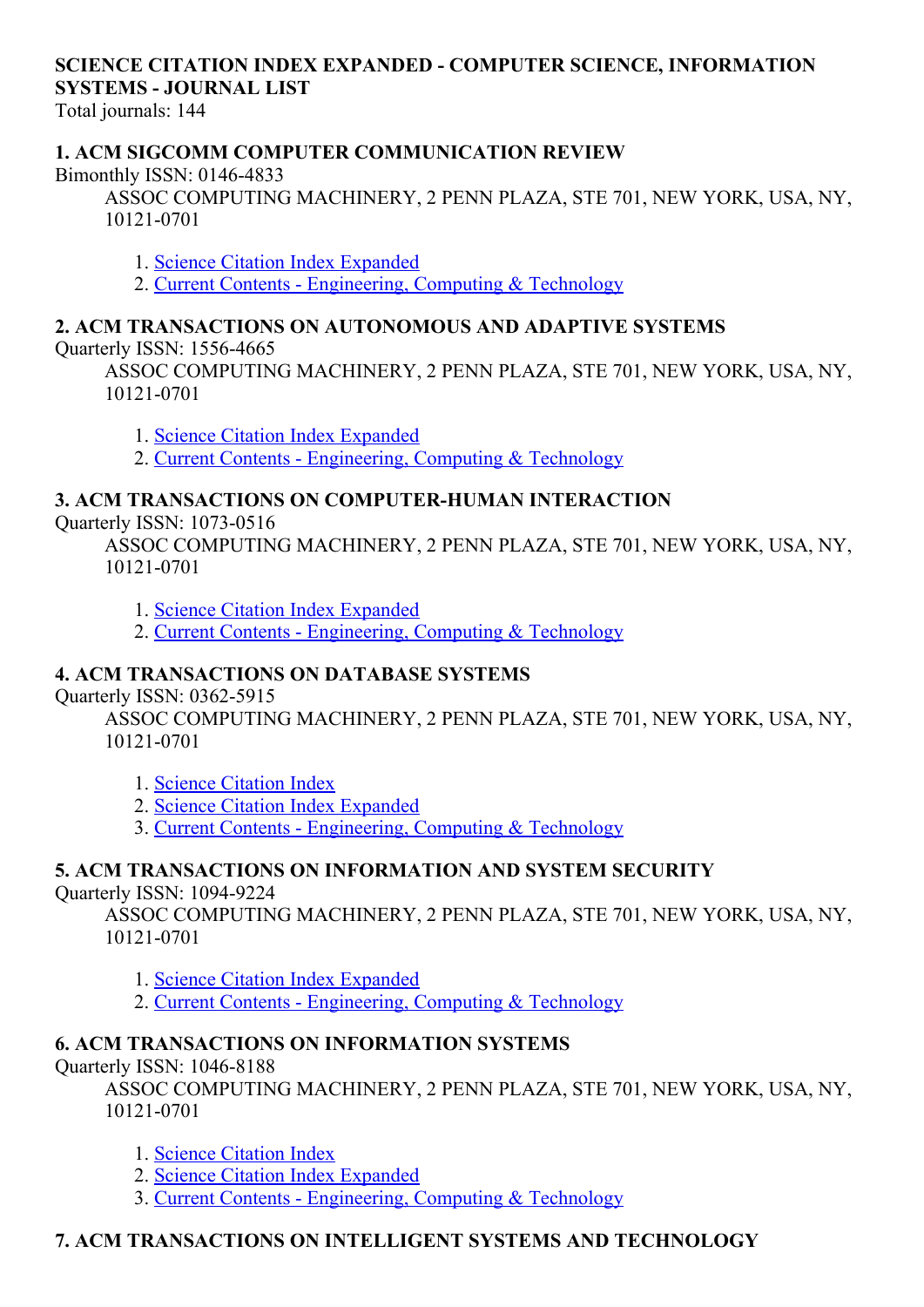**SCIENCE CITATION INDEX EXPANDED - COMPUTER SCIENCE, INFORMATION SYSTEMS - JOURNAL LIST**

Total journals: 144

**1. ACM SIGCOMM COMPUTER COMMUNICATION REVIEW**

Bimonthly ISSN: 0146-4833

ASSOC COMPUTING MACHINERY, 2 PENN PLAZA, STE 701, NEW YORK, USA, NY, 10121-0701

1. Science Citation Index Expanded
2. Current Contents - Engineering, Computing & Technology

**2. ACM TRANSACTIONS ON AUTONOMOUS AND ADAPTIVE SYSTEMS**

Quarterly ISSN: 1556-4665

ASSOC COMPUTING MACHINERY, 2 PENN PLAZA, STE 701, NEW YORK, USA, NY, 10121-0701

1. Science Citation Index Expanded
2. Current Contents - Engineering, Computing & Technology

**3. ACM TRANSACTIONS ON COMPUTER-HUMAN INTERACTION**

Quarterly ISSN: 1073-0516

ASSOC COMPUTING MACHINERY, 2 PENN PLAZA, STE 701, NEW YORK, USA, NY, 10121-0701

1. Science Citation Index Expanded
2. Current Contents - Engineering, Computing & Technology

**4. ACM TRANSACTIONS ON DATABASE SYSTEMS**

Quarterly ISSN: 0362-5915

ASSOC COMPUTING MACHINERY, 2 PENN PLAZA, STE 701, NEW YORK, USA, NY, 10121-0701

1. Science Citation Index
2. Science Citation Index Expanded
3. Current Contents - Engineering, Computing & Technology

**5. ACM TRANSACTIONS ON INFORMATION AND SYSTEM SECURITY**

Quarterly ISSN: 1094-9224

ASSOC COMPUTING MACHINERY, 2 PENN PLAZA, STE 701, NEW YORK, USA, NY, 10121-0701

1. Science Citation Index Expanded
2. Current Contents - Engineering, Computing & Technology

**6. ACM TRANSACTIONS ON INFORMATION SYSTEMS**

Quarterly ISSN: 1046-8188

ASSOC COMPUTING MACHINERY, 2 PENN PLAZA, STE 701, NEW YORK, USA, NY, 10121-0701

1. Science Citation Index
2. Science Citation Index Expanded
3. Current Contents - Engineering, Computing & Technology

**7. ACM TRANSACTIONS ON INTELLIGENT SYSTEMS AND TECHNOLOGY**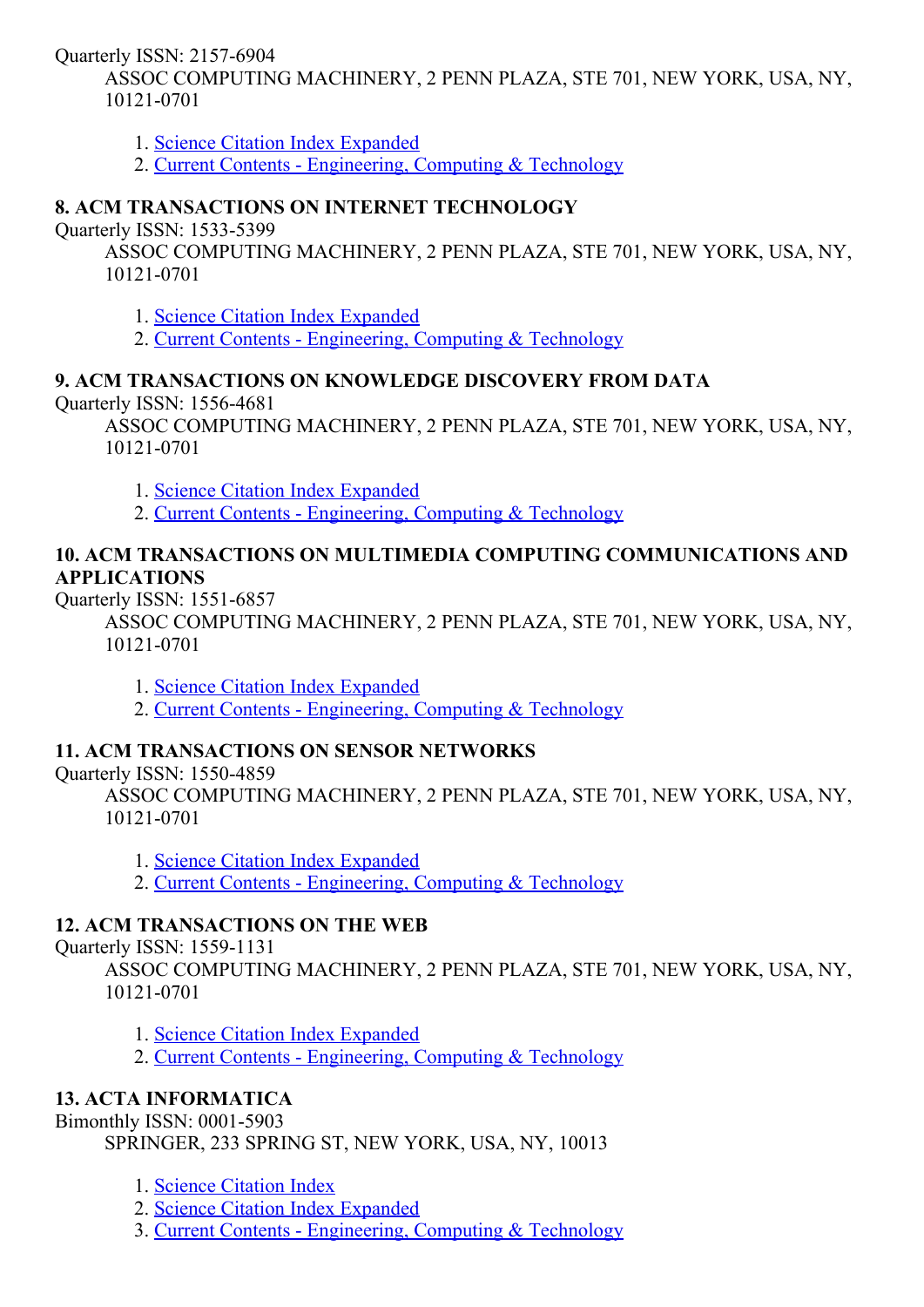Quarterly ISSN: 2157-6904
ASSOC COMPUTING MACHINERY, 2 PENN PLAZA, STE 701, NEW YORK, USA, NY, 10121-0701

1. Science Citation Index Expanded
2. Current Contents - Engineering, Computing & Technology

**8. ACM TRANSACTIONS ON INTERNET TECHNOLOGY**

Quarterly ISSN: 1533-5399
ASSOC COMPUTING MACHINERY, 2 PENN PLAZA, STE 701, NEW YORK, USA, NY, 10121-0701

1. Science Citation Index Expanded
2. Current Contents - Engineering, Computing & Technology

**9. ACM TRANSACTIONS ON KNOWLEDGE DISCOVERY FROM DATA**

Quarterly ISSN: 1556-4681
ASSOC COMPUTING MACHINERY, 2 PENN PLAZA, STE 701, NEW YORK, USA, NY, 10121-0701

1. Science Citation Index Expanded
2. Current Contents - Engineering, Computing & Technology

**10. ACM TRANSACTIONS ON MULTIMEDIA COMPUTING COMMUNICATIONS AND APPLICATIONS**

Quarterly ISSN: 1551-6857
ASSOC COMPUTING MACHINERY, 2 PENN PLAZA, STE 701, NEW YORK, USA, NY, 10121-0701

1. Science Citation Index Expanded
2. Current Contents - Engineering, Computing & Technology

**11. ACM TRANSACTIONS ON SENSOR NETWORKS**

Quarterly ISSN: 1550-4859
ASSOC COMPUTING MACHINERY, 2 PENN PLAZA, STE 701, NEW YORK, USA, NY, 10121-0701

1. Science Citation Index Expanded
2. Current Contents - Engineering, Computing & Technology

**12. ACM TRANSACTIONS ON THE WEB**

Quarterly ISSN: 1559-1131
ASSOC COMPUTING MACHINERY, 2 PENN PLAZA, STE 701, NEW YORK, USA, NY, 10121-0701

1. Science Citation Index Expanded
2. Current Contents - Engineering, Computing & Technology

**13. ACTA INFORMATICA**

Bimonthly ISSN: 0001-5903
SPRINGER, 233 SPRING ST, NEW YORK, USA, NY, 10013

1. Science Citation Index
2. Science Citation Index Expanded
3. Current Contents - Engineering, Computing & Technology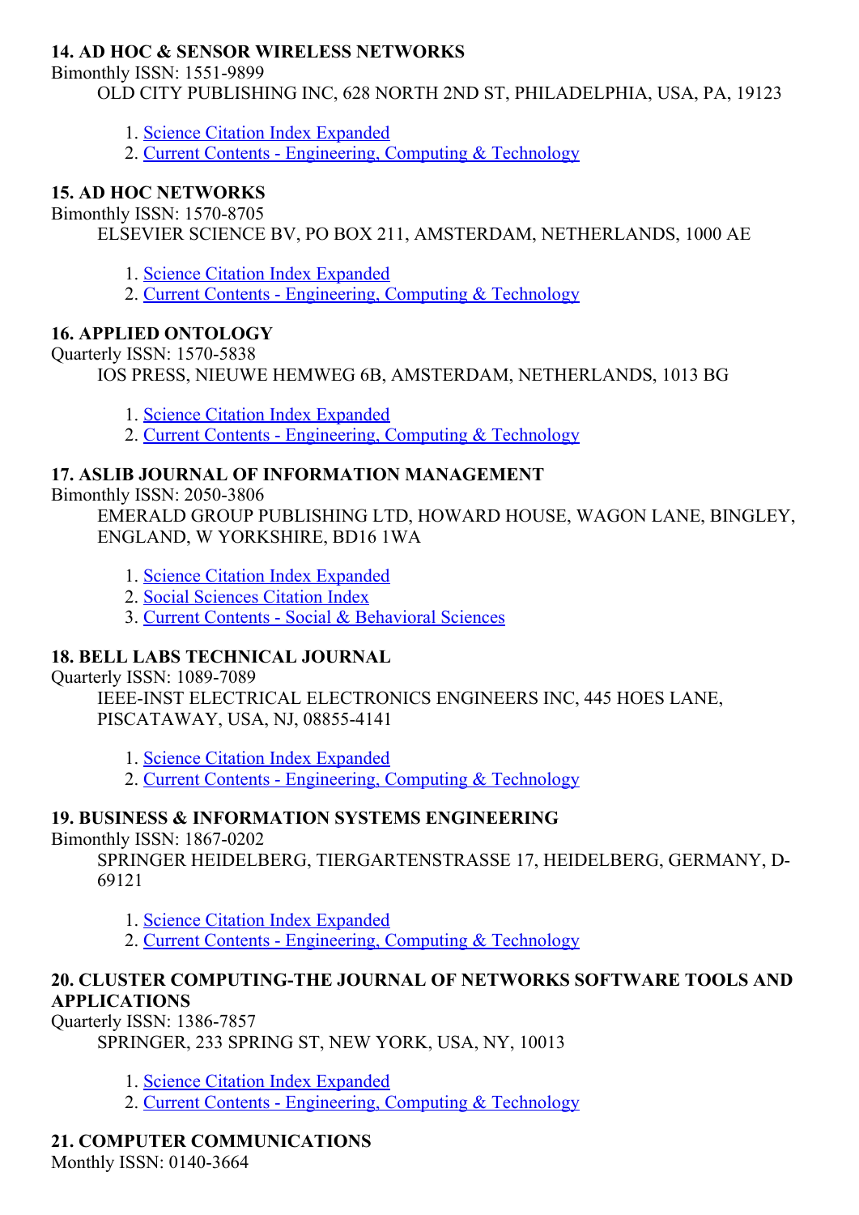**14. AD HOC & SENSOR WIRELESS NETWORKS**

Bimonthly ISSN: 1551-9899

OLD CITY PUBLISHING INC, 628 NORTH 2ND ST, PHILADELPHIA, USA, PA, 19123

1. Science Citation Index Expanded
2. Current Contents - Engineering, Computing & Technology

**15. AD HOC NETWORKS**

Bimonthly ISSN: 1570-8705

ELSEVIER SCIENCE BV, PO BOX 211, AMSTERDAM, NETHERLANDS, 1000 AE

1. Science Citation Index Expanded
2. Current Contents - Engineering, Computing & Technology

**16. APPLIED ONTOLOGY**

Quarterly ISSN: 1570-5838

IOS PRESS, NIEUWE HEMWEG 6B, AMSTERDAM, NETHERLANDS, 1013 BG

1. Science Citation Index Expanded
2. Current Contents - Engineering, Computing & Technology

**17. ASLIB JOURNAL OF INFORMATION MANAGEMENT**

Bimonthly ISSN: 2050-3806

EMERALD GROUP PUBLISHING LTD, HOWARD HOUSE, WAGON LANE, BINGLEY, ENGLAND, W YORKSHIRE, BD16 1WA

1. Science Citation Index Expanded
2. Social Sciences Citation Index
3. Current Contents - Social & Behavioral Sciences

**18. BELL LABS TECHNICAL JOURNAL**

Quarterly ISSN: 1089-7089

IEEE-INST ELECTRICAL ELECTRONICS ENGINEERS INC, 445 HOES LANE, PISCATAWAY, USA, NJ, 08855-4141

1. Science Citation Index Expanded
2. Current Contents - Engineering, Computing & Technology

**19. BUSINESS & INFORMATION SYSTEMS ENGINEERING**

Bimonthly ISSN: 1867-0202

SPRINGER HEIDELBERG, TIERGARTENSTRASSE 17, HEIDELBERG, GERMANY, D-69121

1. Science Citation Index Expanded
2. Current Contents - Engineering, Computing & Technology

**20. CLUSTER COMPUTING-THE JOURNAL OF NETWORKS SOFTWARE TOOLS AND APPLICATIONS**

Quarterly ISSN: 1386-7857

SPRINGER, 233 SPRING ST, NEW YORK, USA, NY, 10013

1. Science Citation Index Expanded
2. Current Contents - Engineering, Computing & Technology

**21. COMPUTER COMMUNICATIONS**

Monthly ISSN: 0140-3664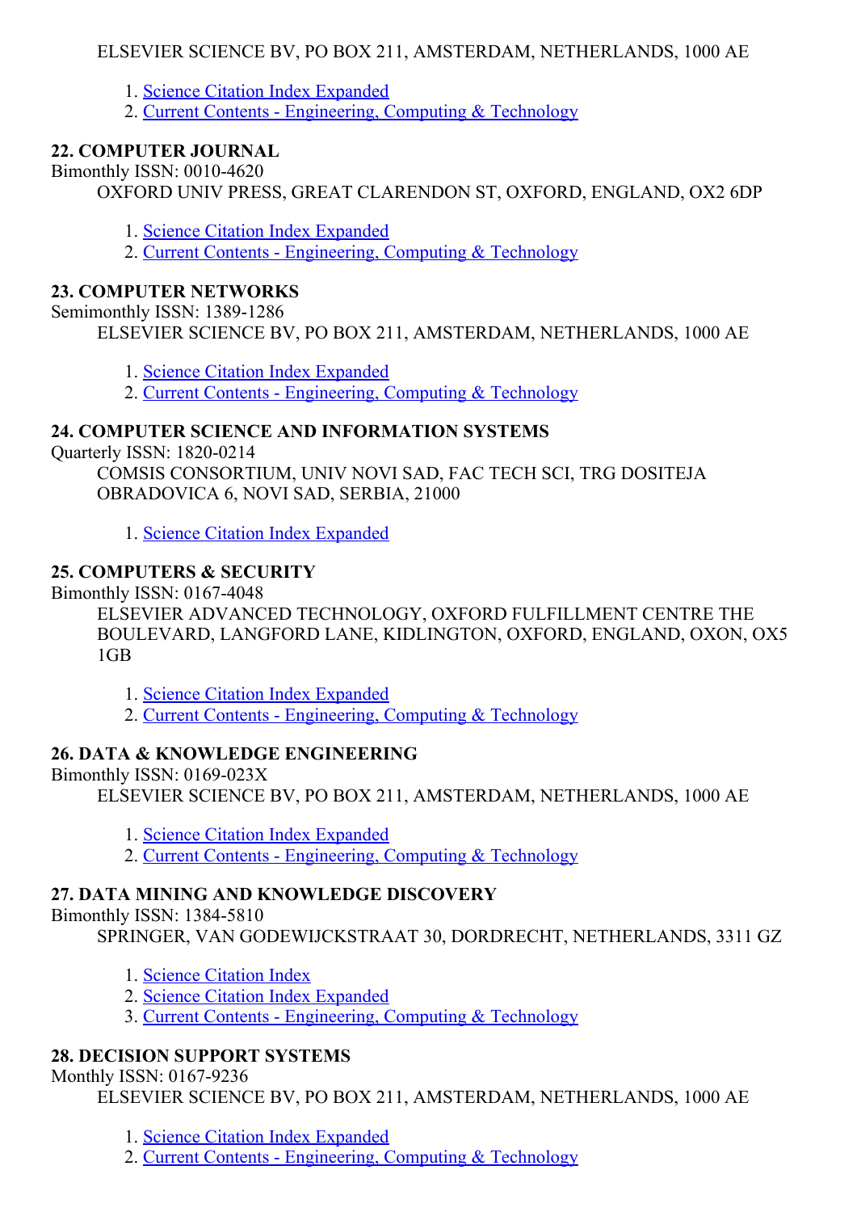ELSEVIER SCIENCE BV, PO BOX 211, AMSTERDAM, NETHERLANDS, 1000 AE

1. Science Citation Index Expanded
2. Current Contents - Engineering, Computing & Technology

**22. COMPUTER JOURNAL**

Bimonthly ISSN: 0010-4620

OXFORD UNIV PRESS, GREAT CLARENDON ST, OXFORD, ENGLAND, OX2 6DP

1. Science Citation Index Expanded
2. Current Contents - Engineering, Computing & Technology

**23. COMPUTER NETWORKS**

Semimonthly ISSN: 1389-1286

ELSEVIER SCIENCE BV, PO BOX 211, AMSTERDAM, NETHERLANDS, 1000 AE

1. Science Citation Index Expanded
2. Current Contents - Engineering, Computing & Technology

**24. COMPUTER SCIENCE AND INFORMATION SYSTEMS**

Quarterly ISSN: 1820-0214

COMSIS CONSORTIUM, UNIV NOVI SAD, FAC TECH SCI, TRG DOSITEJA OBRADOVICA 6, NOVI SAD, SERBIA, 21000

1. Science Citation Index Expanded

**25. COMPUTERS & SECURITY**

Bimonthly ISSN: 0167-4048

ELSEVIER ADVANCED TECHNOLOGY, OXFORD FULFILLMENT CENTRE THE BOULEVARD, LANGFORD LANE, KIDLINGTON, OXFORD, ENGLAND, OXON, OX5 1GB

1. Science Citation Index Expanded
2. Current Contents - Engineering, Computing & Technology

**26. DATA & KNOWLEDGE ENGINEERING**

Bimonthly ISSN: 0169-023X

ELSEVIER SCIENCE BV, PO BOX 211, AMSTERDAM, NETHERLANDS, 1000 AE

1. Science Citation Index Expanded
2. Current Contents - Engineering, Computing & Technology

**27. DATA MINING AND KNOWLEDGE DISCOVERY**

Bimonthly ISSN: 1384-5810

SPRINGER, VAN GODEWIJCKSTRAAT 30, DORDRECHT, NETHERLANDS, 3311 GZ

1. Science Citation Index
2. Science Citation Index Expanded
3. Current Contents - Engineering, Computing & Technology

**28. DECISION SUPPORT SYSTEMS**

Monthly ISSN: 0167-9236

ELSEVIER SCIENCE BV, PO BOX 211, AMSTERDAM, NETHERLANDS, 1000 AE

1. Science Citation Index Expanded
2. Current Contents - Engineering, Computing & Technology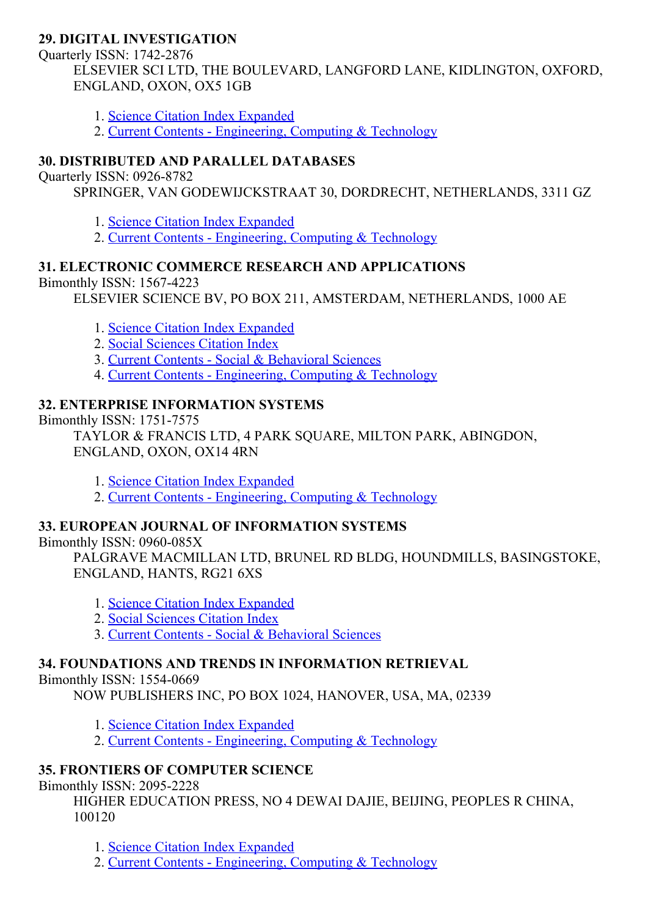**29. DIGITAL INVESTIGATION**

Quarterly ISSN: 1742-2876

ELSEVIER SCI LTD, THE BOULEVARD, LANGFORD LANE, KIDLINGTON, OXFORD, ENGLAND, OXON, OX5 1GB

1. Science Citation Index Expanded
2. Current Contents - Engineering, Computing & Technology

**30. DISTRIBUTED AND PARALLEL DATABASES**

Quarterly ISSN: 0926-8782

SPRINGER, VAN GODEWIJCKSTRAAT 30, DORDRECHT, NETHERLANDS, 3311 GZ

1. Science Citation Index Expanded
2. Current Contents - Engineering, Computing & Technology

**31. ELECTRONIC COMMERCE RESEARCH AND APPLICATIONS**

Bimonthly ISSN: 1567-4223

ELSEVIER SCIENCE BV, PO BOX 211, AMSTERDAM, NETHERLANDS, 1000 AE

1. Science Citation Index Expanded
2. Social Sciences Citation Index
3. Current Contents - Social & Behavioral Sciences
4. Current Contents - Engineering, Computing & Technology

**32. ENTERPRISE INFORMATION SYSTEMS**

Bimonthly ISSN: 1751-7575

TAYLOR & FRANCIS LTD, 4 PARK SQUARE, MILTON PARK, ABINGDON, ENGLAND, OXON, OX14 4RN

1. Science Citation Index Expanded
2. Current Contents - Engineering, Computing & Technology

**33. EUROPEAN JOURNAL OF INFORMATION SYSTEMS**

Bimonthly ISSN: 0960-085X

PALGRAVE MACMILLAN LTD, BRUNEL RD BLDG, HOUNDMILLS, BASINGSTOKE, ENGLAND, HANTS, RG21 6XS

1. Science Citation Index Expanded
2. Social Sciences Citation Index
3. Current Contents - Social & Behavioral Sciences

**34. FOUNDATIONS AND TRENDS IN INFORMATION RETRIEVAL**

Bimonthly ISSN: 1554-0669

NOW PUBLISHERS INC, PO BOX 1024, HANOVER, USA, MA, 02339

1. Science Citation Index Expanded
2. Current Contents - Engineering, Computing & Technology

**35. FRONTIERS OF COMPUTER SCIENCE**

Bimonthly ISSN: 2095-2228

HIGHER EDUCATION PRESS, NO 4 DEWAI DAJIE, BEIJING, PEOPLES R CHINA, 100120

1. Science Citation Index Expanded
2. Current Contents - Engineering, Computing & Technology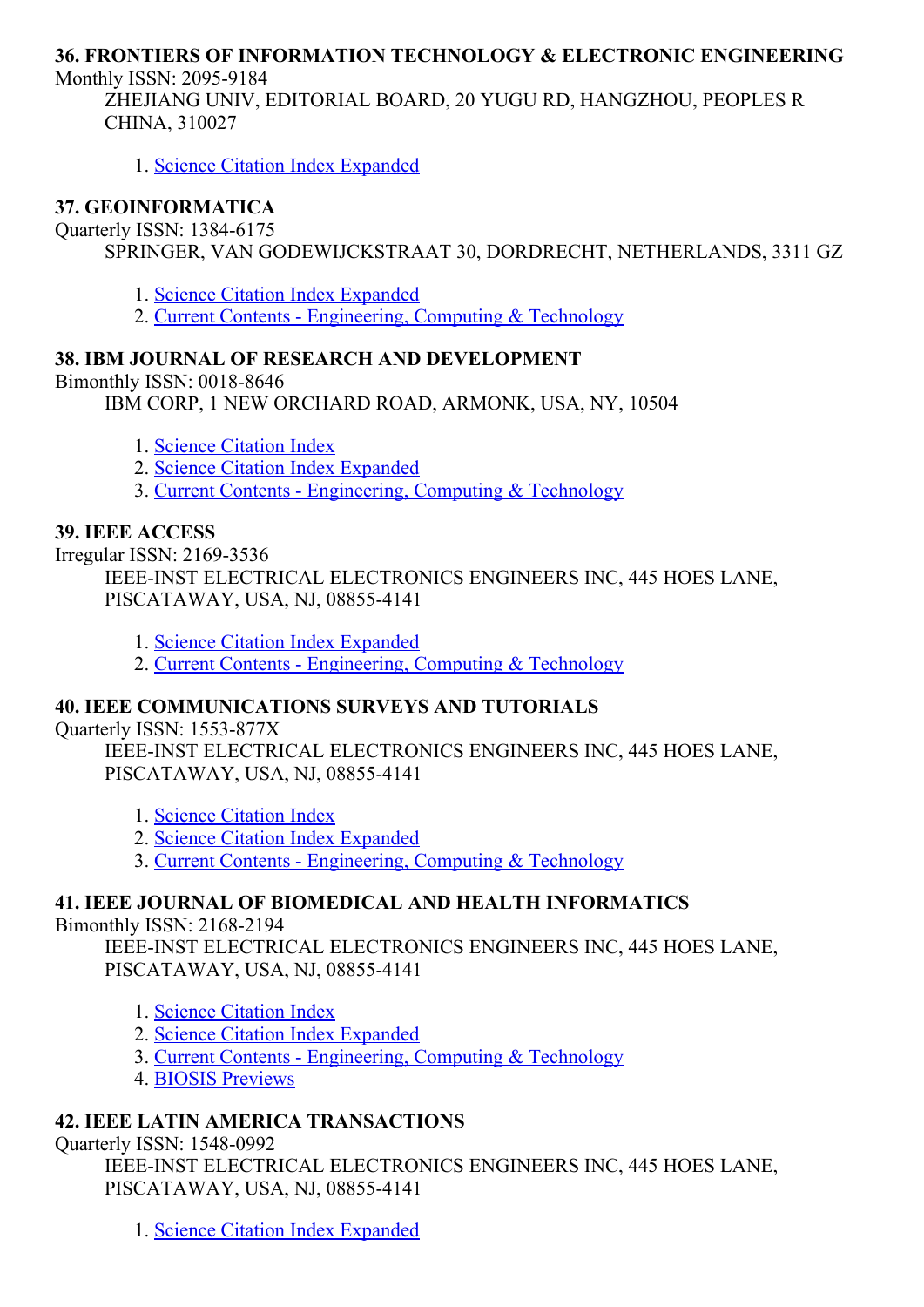### 36. FRONTIERS OF INFORMATION TECHNOLOGY & ELECTRONIC ENGINEERING

Monthly ISSN: 2095-9184

ZHEJIANG UNIV, EDITORIAL BOARD, 20 YUGU RD, HANGZHOU, PEOPLES R CHINA, 310027

1. Science Citation Index Expanded

### 37. GEOINFORMATICA

Quarterly ISSN: 1384-6175

SPRINGER, VAN GODEWIJCKSTRAAT 30, DORDRECHT, NETHERLANDS, 3311 GZ

1. Science Citation Index Expanded
2. Current Contents - Engineering, Computing & Technology

### 38. IBM JOURNAL OF RESEARCH AND DEVELOPMENT

Bimonthly ISSN: 0018-8646

IBM CORP, 1 NEW ORCHARD ROAD, ARMONK, USA, NY, 10504

1. Science Citation Index
2. Science Citation Index Expanded
3. Current Contents - Engineering, Computing & Technology

### 39. IEEE ACCESS

Irregular ISSN: 2169-3536

IEEE-INST ELECTRICAL ELECTRONICS ENGINEERS INC, 445 HOES LANE, PISCATAWAY, USA, NJ, 08855-4141

1. Science Citation Index Expanded
2. Current Contents - Engineering, Computing & Technology

### 40. IEEE COMMUNICATIONS SURVEYS AND TUTORIALS

Quarterly ISSN: 1553-877X

IEEE-INST ELECTRICAL ELECTRONICS ENGINEERS INC, 445 HOES LANE, PISCATAWAY, USA, NJ, 08855-4141

1. Science Citation Index
2. Science Citation Index Expanded
3. Current Contents - Engineering, Computing & Technology

### 41. IEEE JOURNAL OF BIOMEDICAL AND HEALTH INFORMATICS

Bimonthly ISSN: 2168-2194

IEEE-INST ELECTRICAL ELECTRONICS ENGINEERS INC, 445 HOES LANE, PISCATAWAY, USA, NJ, 08855-4141

1. Science Citation Index
2. Science Citation Index Expanded
3. Current Contents - Engineering, Computing & Technology
4. BIOSIS Previews

### 42. IEEE LATIN AMERICA TRANSACTIONS

Quarterly ISSN: 1548-0992

IEEE-INST ELECTRICAL ELECTRONICS ENGINEERS INC, 445 HOES LANE, PISCATAWAY, USA, NJ, 08855-4141

1. Science Citation Index Expanded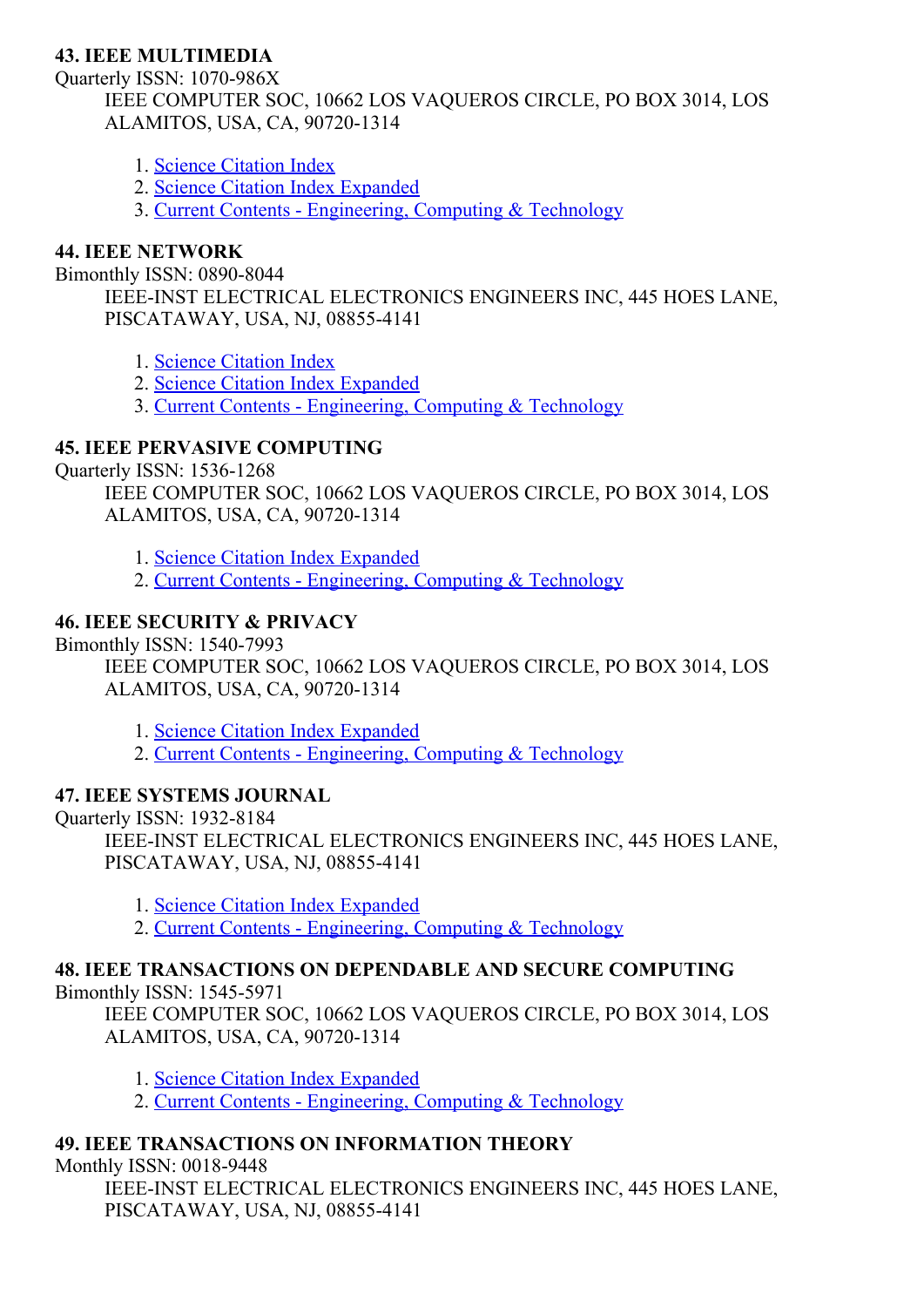**43. IEEE MULTIMEDIA**

Quarterly ISSN: 1070-986X

IEEE COMPUTER SOC, 10662 LOS VAQUEROS CIRCLE, PO BOX 3014, LOS ALAMITOS, USA, CA, 90720-1314

1. Science Citation Index
2. Science Citation Index Expanded
3. Current Contents - Engineering, Computing & Technology

**44. IEEE NETWORK**

Bimonthly ISSN: 0890-8044

IEEE-INST ELECTRICAL ELECTRONICS ENGINEERS INC, 445 HOES LANE, PISCATAWAY, USA, NJ, 08855-4141

1. Science Citation Index
2. Science Citation Index Expanded
3. Current Contents - Engineering, Computing & Technology

**45. IEEE PERVASIVE COMPUTING**

Quarterly ISSN: 1536-1268

IEEE COMPUTER SOC, 10662 LOS VAQUEROS CIRCLE, PO BOX 3014, LOS ALAMITOS, USA, CA, 90720-1314

1. Science Citation Index Expanded
2. Current Contents - Engineering, Computing & Technology

**46. IEEE SECURITY & PRIVACY**

Bimonthly ISSN: 1540-7993

IEEE COMPUTER SOC, 10662 LOS VAQUEROS CIRCLE, PO BOX 3014, LOS ALAMITOS, USA, CA, 90720-1314

1. Science Citation Index Expanded
2. Current Contents - Engineering, Computing & Technology

**47. IEEE SYSTEMS JOURNAL**

Quarterly ISSN: 1932-8184

IEEE-INST ELECTRICAL ELECTRONICS ENGINEERS INC, 445 HOES LANE, PISCATAWAY, USA, NJ, 08855-4141

1. Science Citation Index Expanded
2. Current Contents - Engineering, Computing & Technology

**48. IEEE TRANSACTIONS ON DEPENDABLE AND SECURE COMPUTING**

Bimonthly ISSN: 1545-5971

IEEE COMPUTER SOC, 10662 LOS VAQUEROS CIRCLE, PO BOX 3014, LOS ALAMITOS, USA, CA, 90720-1314

1. Science Citation Index Expanded
2. Current Contents - Engineering, Computing & Technology

**49. IEEE TRANSACTIONS ON INFORMATION THEORY**

Monthly ISSN: 0018-9448

IEEE-INST ELECTRICAL ELECTRONICS ENGINEERS INC, 445 HOES LANE, PISCATAWAY, USA, NJ, 08855-4141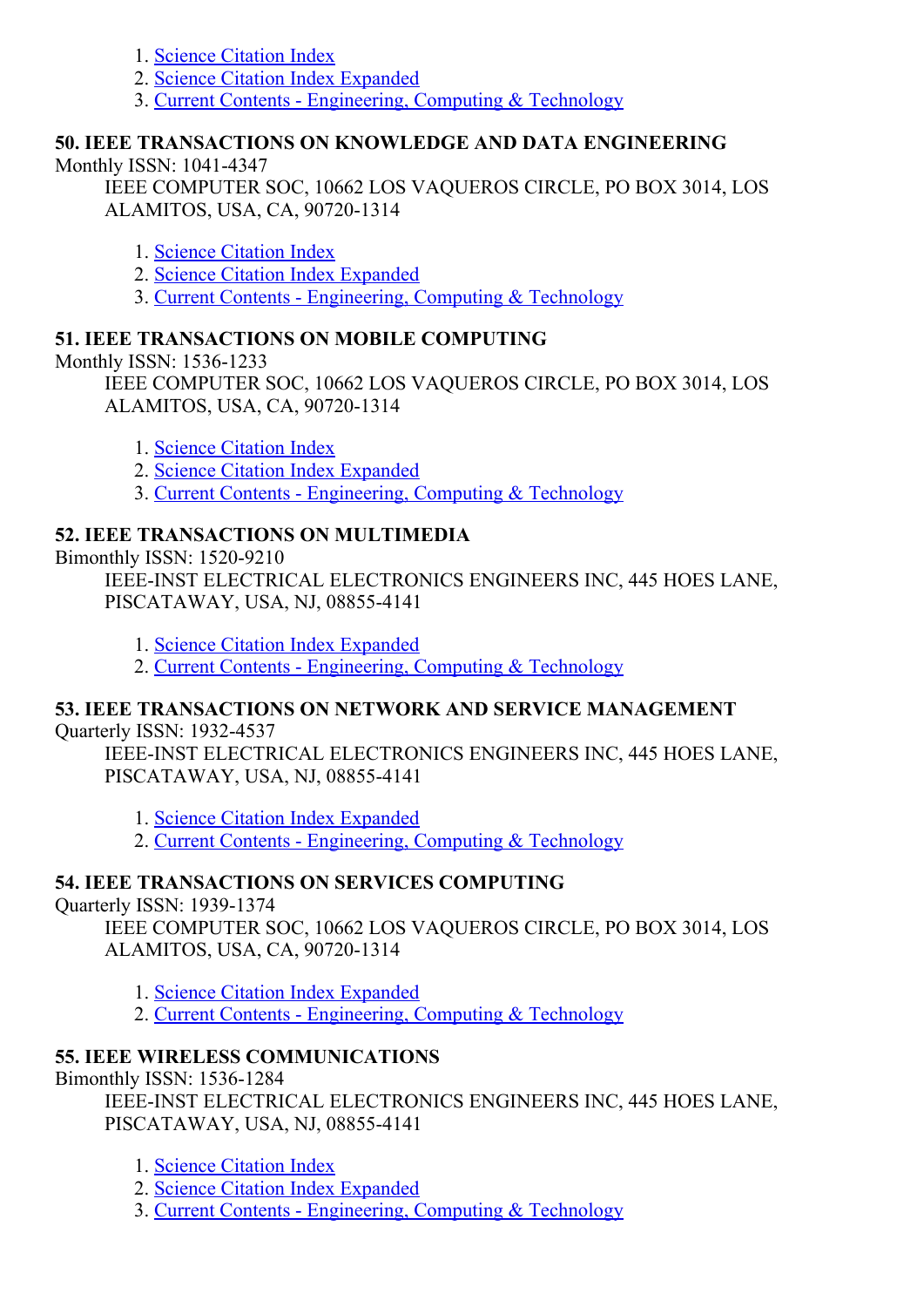1. Science Citation Index
2. Science Citation Index Expanded
3. Current Contents - Engineering, Computing & Technology

**50. IEEE TRANSACTIONS ON KNOWLEDGE AND DATA ENGINEERING**

Monthly ISSN: 1041-4347

IEEE COMPUTER SOC, 10662 LOS VAQUEROS CIRCLE, PO BOX 3014, LOS ALAMITOS, USA, CA, 90720-1314

1. Science Citation Index
2. Science Citation Index Expanded
3. Current Contents - Engineering, Computing & Technology

**51. IEEE TRANSACTIONS ON MOBILE COMPUTING**

Monthly ISSN: 1536-1233

IEEE COMPUTER SOC, 10662 LOS VAQUEROS CIRCLE, PO BOX 3014, LOS ALAMITOS, USA, CA, 90720-1314

1. Science Citation Index
2. Science Citation Index Expanded
3. Current Contents - Engineering, Computing & Technology

**52. IEEE TRANSACTIONS ON MULTIMEDIA**

Bimonthly ISSN: 1520-9210

IEEE-INST ELECTRICAL ELECTRONICS ENGINEERS INC, 445 HOES LANE, PISCATAWAY, USA, NJ, 08855-4141

1. Science Citation Index Expanded
2. Current Contents - Engineering, Computing & Technology

**53. IEEE TRANSACTIONS ON NETWORK AND SERVICE MANAGEMENT**

Quarterly ISSN: 1932-4537

IEEE-INST ELECTRICAL ELECTRONICS ENGINEERS INC, 445 HOES LANE, PISCATAWAY, USA, NJ, 08855-4141

1. Science Citation Index Expanded
2. Current Contents - Engineering, Computing & Technology

**54. IEEE TRANSACTIONS ON SERVICES COMPUTING**

Quarterly ISSN: 1939-1374

IEEE COMPUTER SOC, 10662 LOS VAQUEROS CIRCLE, PO BOX 3014, LOS ALAMITOS, USA, CA, 90720-1314

1. Science Citation Index Expanded
2. Current Contents - Engineering, Computing & Technology

**55. IEEE WIRELESS COMMUNICATIONS**

Bimonthly ISSN: 1536-1284

IEEE-INST ELECTRICAL ELECTRONICS ENGINEERS INC, 445 HOES LANE, PISCATAWAY, USA, NJ, 08855-4141

1. Science Citation Index
2. Science Citation Index Expanded
3. Current Contents - Engineering, Computing & Technology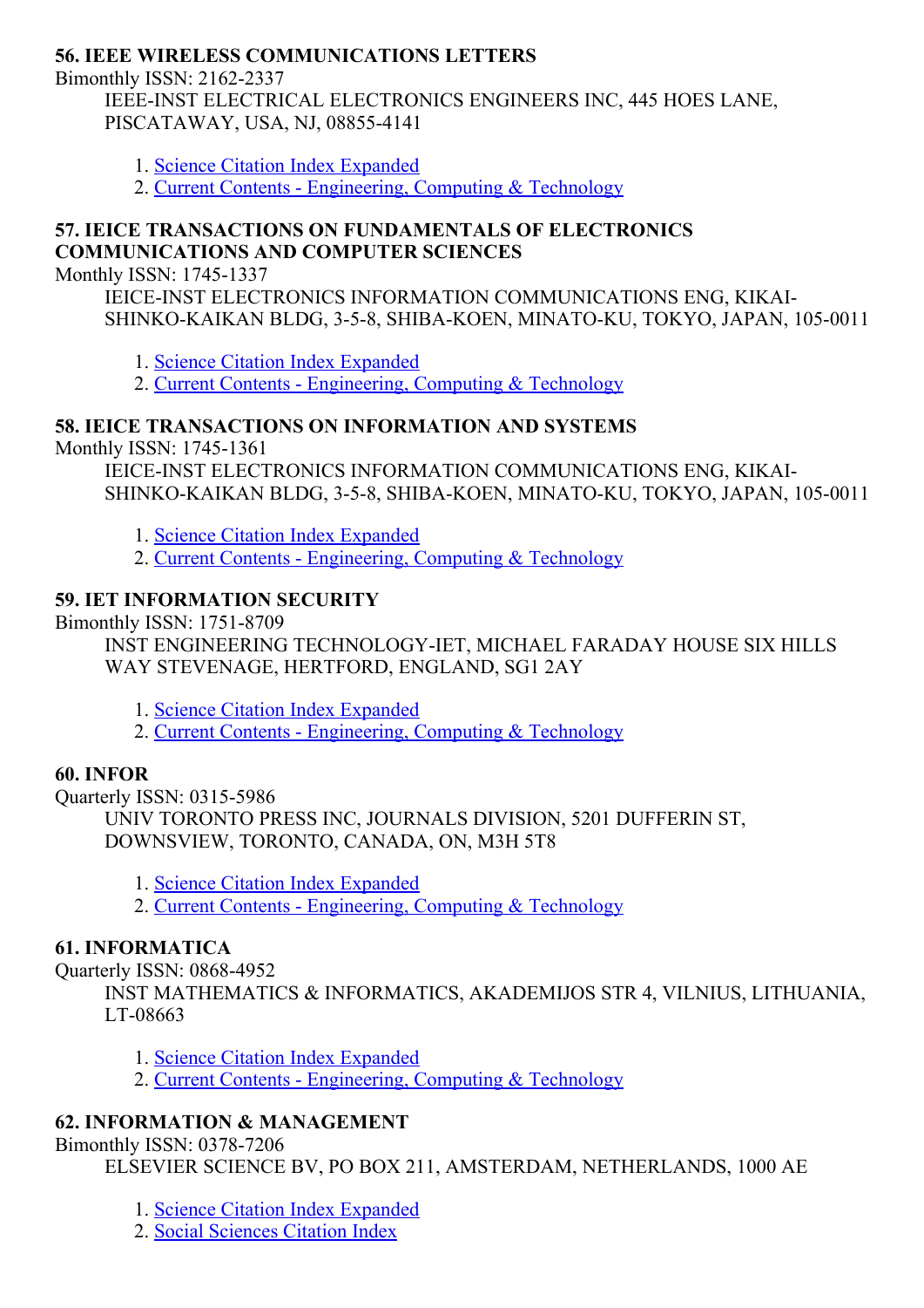**56. IEEE WIRELESS COMMUNICATIONS LETTERS**

Bimonthly ISSN: 2162-2337

IEEE-INST ELECTRICAL ELECTRONICS ENGINEERS INC, 445 HOES LANE, PISCATAWAY, USA, NJ, 08855-4141

1. Science Citation Index Expanded
2. Current Contents - Engineering, Computing & Technology

**57. IEICE TRANSACTIONS ON FUNDAMENTALS OF ELECTRONICS COMMUNICATIONS AND COMPUTER SCIENCES**

Monthly ISSN: 1745-1337

IEICE-INST ELECTRONICS INFORMATION COMMUNICATIONS ENG, KIKAI-SHINKO-KAIKAN BLDG, 3-5-8, SHIBA-KOEN, MINATO-KU, TOKYO, JAPAN, 105-0011

1. Science Citation Index Expanded
2. Current Contents - Engineering, Computing & Technology

**58. IEICE TRANSACTIONS ON INFORMATION AND SYSTEMS**

Monthly ISSN: 1745-1361

IEICE-INST ELECTRONICS INFORMATION COMMUNICATIONS ENG, KIKAI-SHINKO-KAIKAN BLDG, 3-5-8, SHIBA-KOEN, MINATO-KU, TOKYO, JAPAN, 105-0011

1. Science Citation Index Expanded
2. Current Contents - Engineering, Computing & Technology

**59. IET INFORMATION SECURITY**

Bimonthly ISSN: 1751-8709

INST ENGINEERING TECHNOLOGY-IET, MICHAEL FARADAY HOUSE SIX HILLS WAY STEVENAGE, HERTFORD, ENGLAND, SG1 2AY

1. Science Citation Index Expanded
2. Current Contents - Engineering, Computing & Technology

**60. INFOR**

Quarterly ISSN: 0315-5986

UNIV TORONTO PRESS INC, JOURNALS DIVISION, 5201 DUFFERIN ST, DOWNSVIEW, TORONTO, CANADA, ON, M3H 5T8

1. Science Citation Index Expanded
2. Current Contents - Engineering, Computing & Technology

**61. INFORMATICA**

Quarterly ISSN: 0868-4952

INST MATHEMATICS & INFORMATICS, AKADEMIJOS STR 4, VILNIUS, LITHUANIA, LT-08663

1. Science Citation Index Expanded
2. Current Contents - Engineering, Computing & Technology

**62. INFORMATION & MANAGEMENT**

Bimonthly ISSN: 0378-7206

ELSEVIER SCIENCE BV, PO BOX 211, AMSTERDAM, NETHERLANDS, 1000 AE

1. Science Citation Index Expanded
2. Social Sciences Citation Index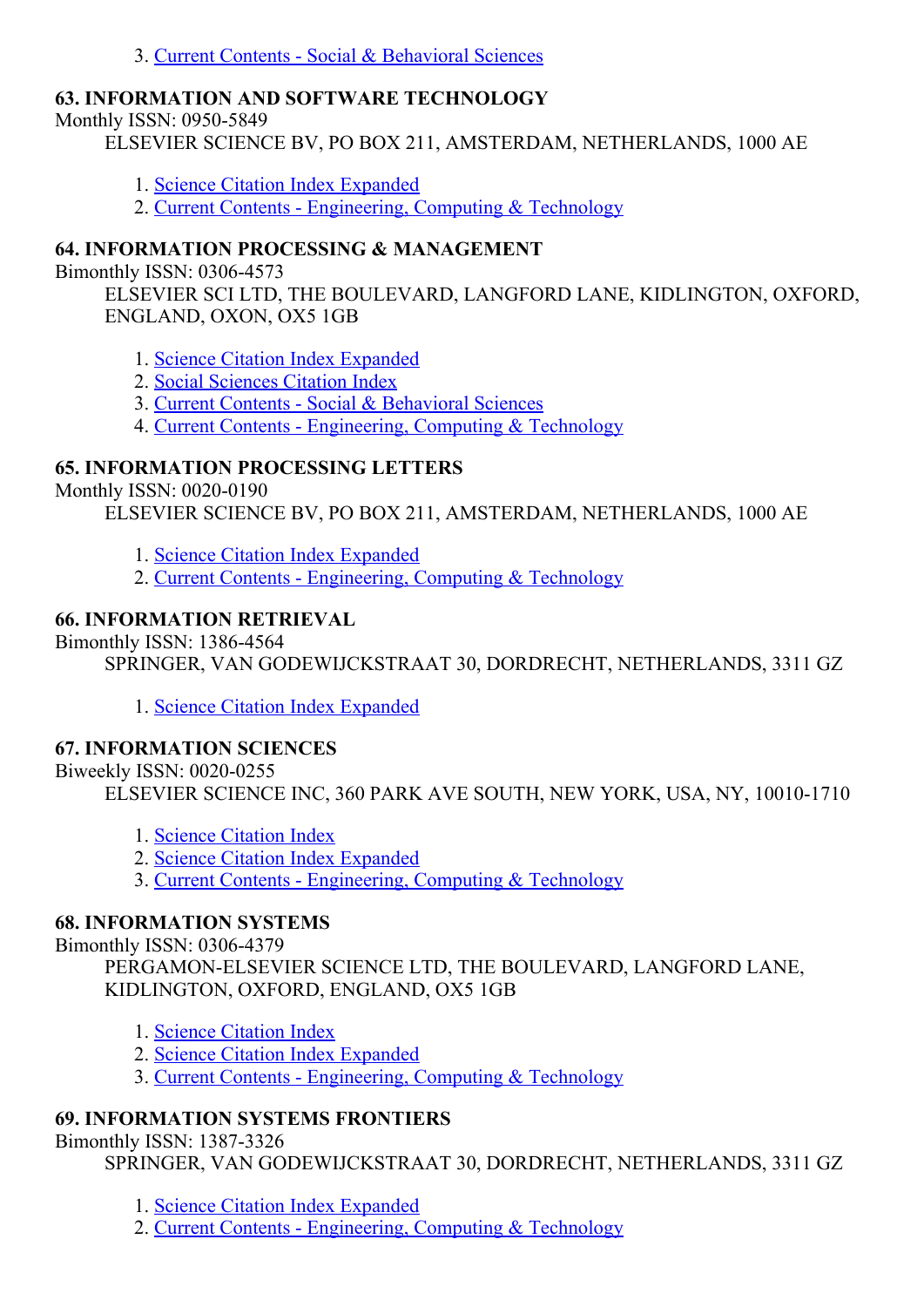3. Current Contents - Social & Behavioral Sciences

### 63. INFORMATION AND SOFTWARE TECHNOLOGY

Monthly ISSN: 0950-5849

ELSEVIER SCIENCE BV, PO BOX 211, AMSTERDAM, NETHERLANDS, 1000 AE

1. Science Citation Index Expanded
2. Current Contents - Engineering, Computing & Technology

### 64. INFORMATION PROCESSING & MANAGEMENT

Bimonthly ISSN: 0306-4573

ELSEVIER SCI LTD, THE BOULEVARD, LANGFORD LANE, KIDLINGTON, OXFORD, ENGLAND, OXON, OX5 1GB

1. Science Citation Index Expanded
2. Social Sciences Citation Index
3. Current Contents - Social & Behavioral Sciences
4. Current Contents - Engineering, Computing & Technology

### 65. INFORMATION PROCESSING LETTERS

Monthly ISSN: 0020-0190

ELSEVIER SCIENCE BV, PO BOX 211, AMSTERDAM, NETHERLANDS, 1000 AE

1. Science Citation Index Expanded
2. Current Contents - Engineering, Computing & Technology

### 66. INFORMATION RETRIEVAL

Bimonthly ISSN: 1386-4564

SPRINGER, VAN GODEWIJCKSTRAAT 30, DORDRECHT, NETHERLANDS, 3311 GZ

1. Science Citation Index Expanded

### 67. INFORMATION SCIENCES

Biweekly ISSN: 0020-0255

ELSEVIER SCIENCE INC, 360 PARK AVE SOUTH, NEW YORK, USA, NY, 10010-1710

1. Science Citation Index
2. Science Citation Index Expanded
3. Current Contents - Engineering, Computing & Technology

### 68. INFORMATION SYSTEMS

Bimonthly ISSN: 0306-4379

PERGAMON-ELSEVIER SCIENCE LTD, THE BOULEVARD, LANGFORD LANE, KIDLINGTON, OXFORD, ENGLAND, OX5 1GB

1. Science Citation Index
2. Science Citation Index Expanded
3. Current Contents - Engineering, Computing & Technology

### 69. INFORMATION SYSTEMS FRONTIERS

Bimonthly ISSN: 1387-3326

SPRINGER, VAN GODEWIJCKSTRAAT 30, DORDRECHT, NETHERLANDS, 3311 GZ

1. Science Citation Index Expanded
2. Current Contents - Engineering, Computing & Technology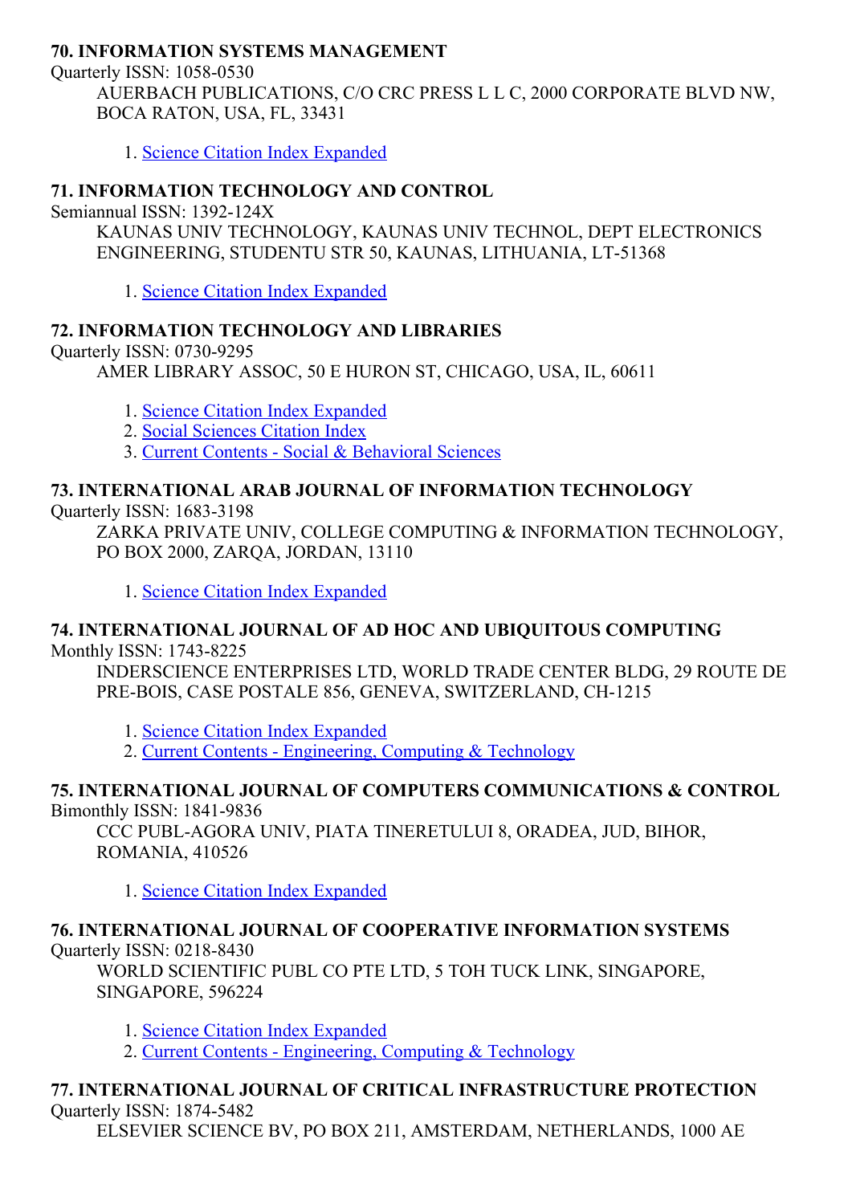**70. INFORMATION SYSTEMS MANAGEMENT**

Quarterly ISSN: 1058-0530

AUERBACH PUBLICATIONS, C/O CRC PRESS L L C, 2000 CORPORATE BLVD NW, BOCA RATON, USA, FL, 33431

1. Science Citation Index Expanded

**71. INFORMATION TECHNOLOGY AND CONTROL**

Semiannual ISSN: 1392-124X

KAUNAS UNIV TECHNOLOGY, KAUNAS UNIV TECHNOL, DEPT ELECTRONICS ENGINEERING, STUDENTU STR 50, KAUNAS, LITHUANIA, LT-51368

1. Science Citation Index Expanded

**72. INFORMATION TECHNOLOGY AND LIBRARIES**

Quarterly ISSN: 0730-9295

AMER LIBRARY ASSOC, 50 E HURON ST, CHICAGO, USA, IL, 60611

1. Science Citation Index Expanded
2. Social Sciences Citation Index
3. Current Contents - Social & Behavioral Sciences

**73. INTERNATIONAL ARAB JOURNAL OF INFORMATION TECHNOLOGY**

Quarterly ISSN: 1683-3198

ZARKA PRIVATE UNIV, COLLEGE COMPUTING & INFORMATION TECHNOLOGY, PO BOX 2000, ZARQA, JORDAN, 13110

1. Science Citation Index Expanded

**74. INTERNATIONAL JOURNAL OF AD HOC AND UBIQUITOUS COMPUTING**

Monthly ISSN: 1743-8225

INDERSCIENCE ENTERPRISES LTD, WORLD TRADE CENTER BLDG, 29 ROUTE DE PRE-BOIS, CASE POSTALE 856, GENEVA, SWITZERLAND, CH-1215

1. Science Citation Index Expanded
2. Current Contents - Engineering, Computing & Technology

**75. INTERNATIONAL JOURNAL OF COMPUTERS COMMUNICATIONS & CONTROL**

Bimonthly ISSN: 1841-9836

CCC PUBL-AGORA UNIV, PIATA TINERETULUI 8, ORADEA, JUD, BIHOR, ROMANIA, 410526

1. Science Citation Index Expanded

**76. INTERNATIONAL JOURNAL OF COOPERATIVE INFORMATION SYSTEMS**

Quarterly ISSN: 0218-8430

WORLD SCIENTIFIC PUBL CO PTE LTD, 5 TOH TUCK LINK, SINGAPORE, SINGAPORE, 596224

1. Science Citation Index Expanded
2. Current Contents - Engineering, Computing & Technology

**77. INTERNATIONAL JOURNAL OF CRITICAL INFRASTRUCTURE PROTECTION**

Quarterly ISSN: 1874-5482

ELSEVIER SCIENCE BV, PO BOX 211, AMSTERDAM, NETHERLANDS, 1000 AE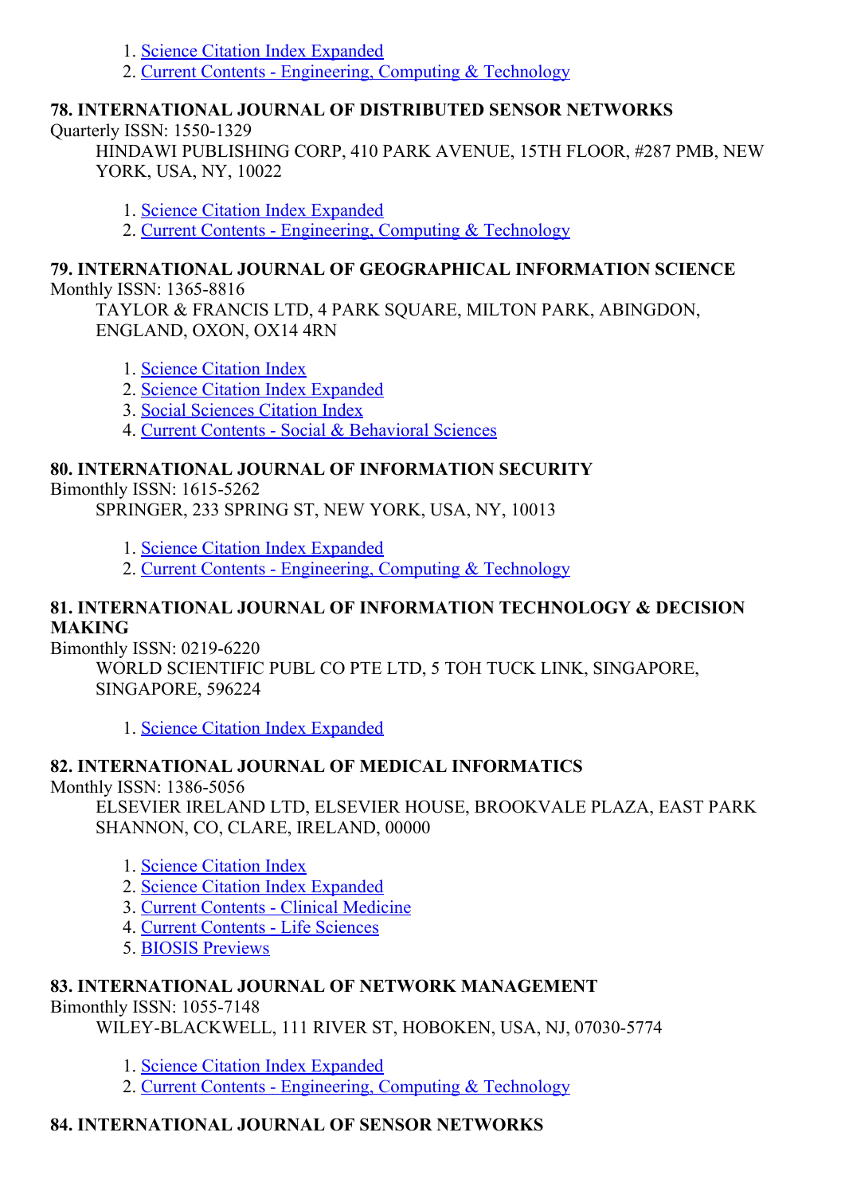1. Science Citation Index Expanded
2. Current Contents - Engineering, Computing & Technology

**78. INTERNATIONAL JOURNAL OF DISTRIBUTED SENSOR NETWORKS**

Quarterly ISSN: 1550-1329

HINDAWI PUBLISHING CORP, 410 PARK AVENUE, 15TH FLOOR, #287 PMB, NEW YORK, USA, NY, 10022

1. Science Citation Index Expanded
2. Current Contents - Engineering, Computing & Technology

**79. INTERNATIONAL JOURNAL OF GEOGRAPHICAL INFORMATION SCIENCE**

Monthly ISSN: 1365-8816

TAYLOR & FRANCIS LTD, 4 PARK SQUARE, MILTON PARK, ABINGDON, ENGLAND, OXON, OX14 4RN

1. Science Citation Index
2. Science Citation Index Expanded
3. Social Sciences Citation Index
4. Current Contents - Social & Behavioral Sciences

**80. INTERNATIONAL JOURNAL OF INFORMATION SECURITY**

Bimonthly ISSN: 1615-5262

SPRINGER, 233 SPRING ST, NEW YORK, USA, NY, 10013

1. Science Citation Index Expanded
2. Current Contents - Engineering, Computing & Technology

**81. INTERNATIONAL JOURNAL OF INFORMATION TECHNOLOGY & DECISION MAKING**

Bimonthly ISSN: 0219-6220

WORLD SCIENTIFIC PUBL CO PTE LTD, 5 TOH TUCK LINK, SINGAPORE, SINGAPORE, 596224

1. Science Citation Index Expanded

**82. INTERNATIONAL JOURNAL OF MEDICAL INFORMATICS**

Monthly ISSN: 1386-5056

ELSEVIER IRELAND LTD, ELSEVIER HOUSE, BROOKVALE PLAZA, EAST PARK SHANNON, CO, CLARE, IRELAND, 00000

1. Science Citation Index
2. Science Citation Index Expanded
3. Current Contents - Clinical Medicine
4. Current Contents - Life Sciences
5. BIOSIS Previews

**83. INTERNATIONAL JOURNAL OF NETWORK MANAGEMENT**

Bimonthly ISSN: 1055-7148

WILEY-BLACKWELL, 111 RIVER ST, HOBOKEN, USA, NJ, 07030-5774

1. Science Citation Index Expanded
2. Current Contents - Engineering, Computing & Technology

**84. INTERNATIONAL JOURNAL OF SENSOR NETWORKS**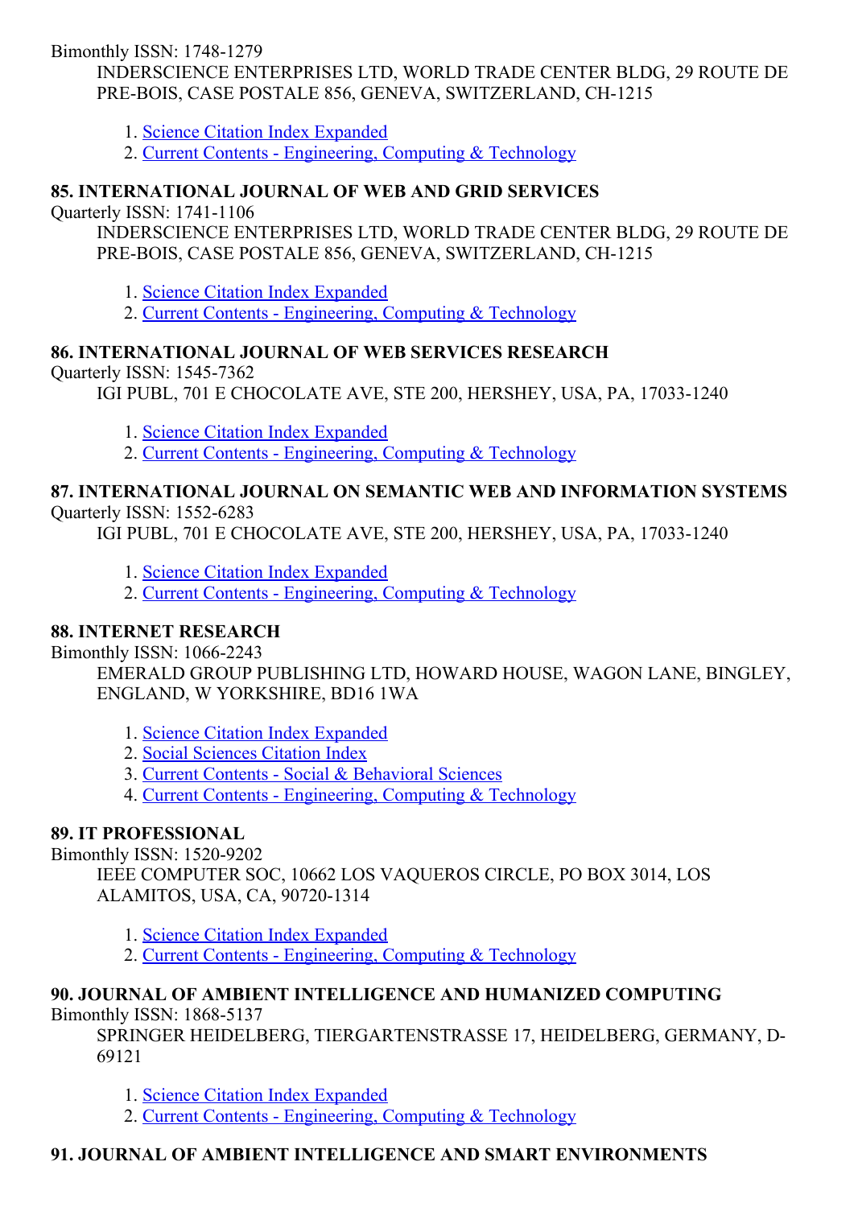Bimonthly ISSN: 1748-1279

INDERSCIENCE ENTERPRISES LTD, WORLD TRADE CENTER BLDG, 29 ROUTE DE PRE-BOIS, CASE POSTALE 856, GENEVA, SWITZERLAND, CH-1215

1. Science Citation Index Expanded
2. Current Contents - Engineering, Computing & Technology

### 85. INTERNATIONAL JOURNAL OF WEB AND GRID SERVICES

Quarterly ISSN: 1741-1106

INDERSCIENCE ENTERPRISES LTD, WORLD TRADE CENTER BLDG, 29 ROUTE DE PRE-BOIS, CASE POSTALE 856, GENEVA, SWITZERLAND, CH-1215

1. Science Citation Index Expanded
2. Current Contents - Engineering, Computing & Technology

### 86. INTERNATIONAL JOURNAL OF WEB SERVICES RESEARCH

Quarterly ISSN: 1545-7362

IGI PUBL, 701 E CHOCOLATE AVE, STE 200, HERSHEY, USA, PA, 17033-1240

1. Science Citation Index Expanded
2. Current Contents - Engineering, Computing & Technology

### 87. INTERNATIONAL JOURNAL ON SEMANTIC WEB AND INFORMATION SYSTEMS

Quarterly ISSN: 1552-6283

IGI PUBL, 701 E CHOCOLATE AVE, STE 200, HERSHEY, USA, PA, 17033-1240

1. Science Citation Index Expanded
2. Current Contents - Engineering, Computing & Technology

### 88. INTERNET RESEARCH

Bimonthly ISSN: 1066-2243

EMERALD GROUP PUBLISHING LTD, HOWARD HOUSE, WAGON LANE, BINGLEY, ENGLAND, W YORKSHIRE, BD16 1WA

1. Science Citation Index Expanded
2. Social Sciences Citation Index
3. Current Contents - Social & Behavioral Sciences
4. Current Contents - Engineering, Computing & Technology

### 89. IT PROFESSIONAL

Bimonthly ISSN: 1520-9202

IEEE COMPUTER SOC, 10662 LOS VAQUEROS CIRCLE, PO BOX 3014, LOS ALAMITOS, USA, CA, 90720-1314

1. Science Citation Index Expanded
2. Current Contents - Engineering, Computing & Technology

### 90. JOURNAL OF AMBIENT INTELLIGENCE AND HUMANIZED COMPUTING

Bimonthly ISSN: 1868-5137

SPRINGER HEIDELBERG, TIERGARTENSTRASSE 17, HEIDELBERG, GERMANY, D-69121

1. Science Citation Index Expanded
2. Current Contents - Engineering, Computing & Technology

### 91. JOURNAL OF AMBIENT INTELLIGENCE AND SMART ENVIRONMENTS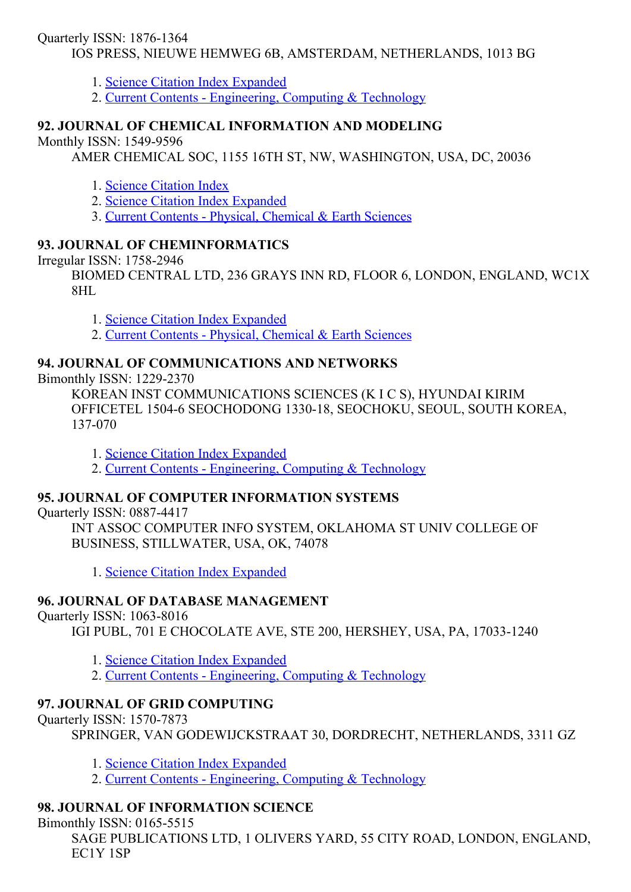Quarterly ISSN: 1876-1364
IOS PRESS, NIEUWE HEMWEG 6B, AMSTERDAM, NETHERLANDS, 1013 BG

1. Science Citation Index Expanded
2. Current Contents - Engineering, Computing & Technology

### 92. JOURNAL OF CHEMICAL INFORMATION AND MODELING

Monthly ISSN: 1549-9596
AMER CHEMICAL SOC, 1155 16TH ST, NW, WASHINGTON, USA, DC, 20036

1. Science Citation Index
2. Science Citation Index Expanded
3. Current Contents - Physical, Chemical & Earth Sciences

### 93. JOURNAL OF CHEMINFORMATICS

Irregular ISSN: 1758-2946
BIOMED CENTRAL LTD, 236 GRAYS INN RD, FLOOR 6, LONDON, ENGLAND, WC1X 8HL

1. Science Citation Index Expanded
2. Current Contents - Physical, Chemical & Earth Sciences

### 94. JOURNAL OF COMMUNICATIONS AND NETWORKS

Bimonthly ISSN: 1229-2370
KOREAN INST COMMUNICATIONS SCIENCES (K I C S), HYUNDAI KIRIM OFFICETEL 1504-6 SEOCHODONG 1330-18, SEOCHOKU, SEOUL, SOUTH KOREA, 137-070

1. Science Citation Index Expanded
2. Current Contents - Engineering, Computing & Technology

### 95. JOURNAL OF COMPUTER INFORMATION SYSTEMS

Quarterly ISSN: 0887-4417
INT ASSOC COMPUTER INFO SYSTEM, OKLAHOMA ST UNIV COLLEGE OF BUSINESS, STILLWATER, USA, OK, 74078

1. Science Citation Index Expanded

### 96. JOURNAL OF DATABASE MANAGEMENT

Quarterly ISSN: 1063-8016
IGI PUBL, 701 E CHOCOLATE AVE, STE 200, HERSHEY, USA, PA, 17033-1240

1. Science Citation Index Expanded
2. Current Contents - Engineering, Computing & Technology

### 97. JOURNAL OF GRID COMPUTING

Quarterly ISSN: 1570-7873
SPRINGER, VAN GODEWIJCKSTRAAT 30, DORDRECHT, NETHERLANDS, 3311 GZ

1. Science Citation Index Expanded
2. Current Contents - Engineering, Computing & Technology

### 98. JOURNAL OF INFORMATION SCIENCE

Bimonthly ISSN: 0165-5515
SAGE PUBLICATIONS LTD, 1 OLIVERS YARD, 55 CITY ROAD, LONDON, ENGLAND, EC1Y 1SP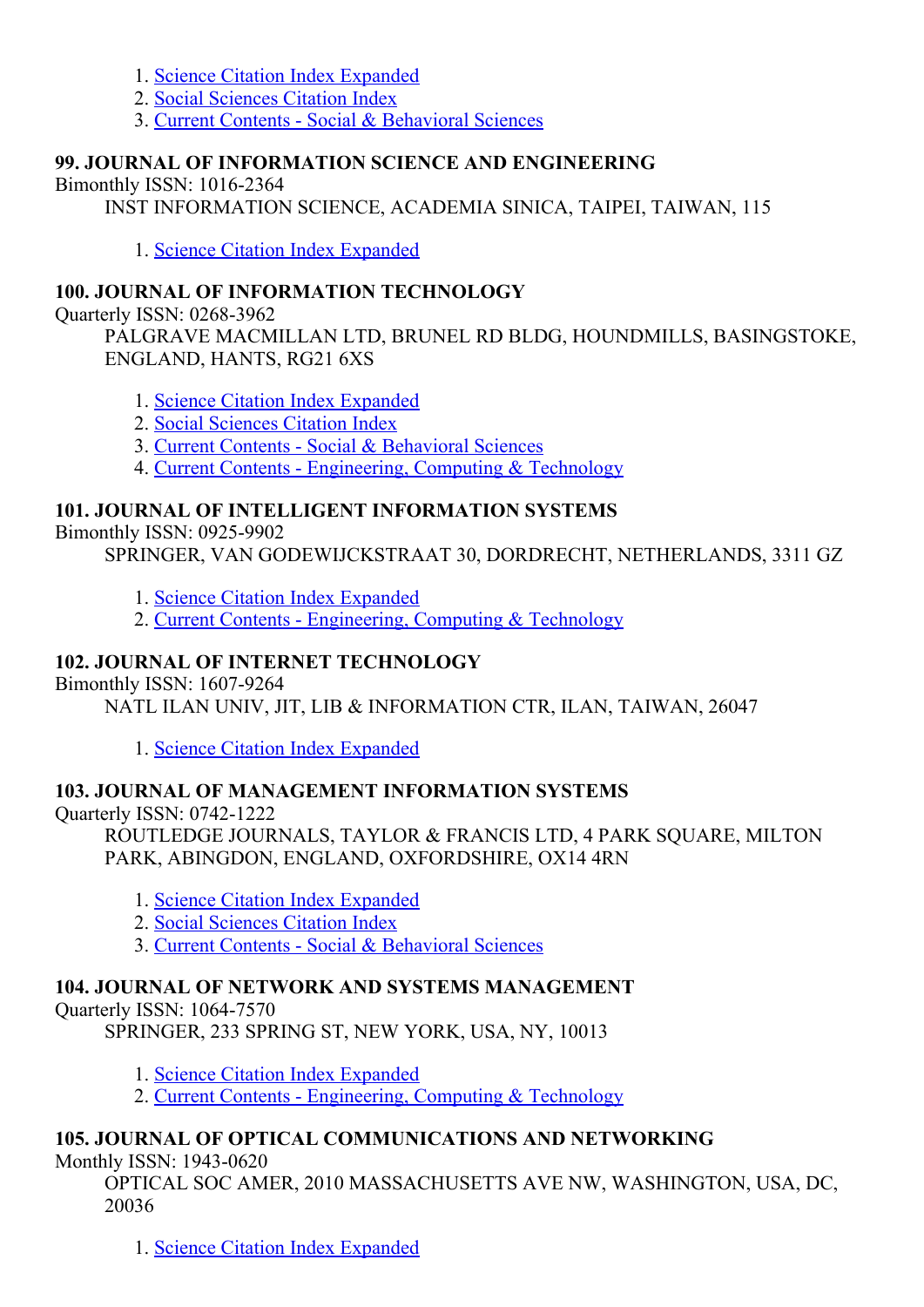1. Science Citation Index Expanded
2. Social Sciences Citation Index
3. Current Contents - Social & Behavioral Sciences

### 99. JOURNAL OF INFORMATION SCIENCE AND ENGINEERING

Bimonthly ISSN: 1016-2364

INST INFORMATION SCIENCE, ACADEMIA SINICA, TAIPEI, TAIWAN, 115

1. Science Citation Index Expanded

### 100. JOURNAL OF INFORMATION TECHNOLOGY

Quarterly ISSN: 0268-3962

PALGRAVE MACMILLAN LTD, BRUNEL RD BLDG, HOUNDMILLS, BASINGSTOKE, ENGLAND, HANTS, RG21 6XS

1. Science Citation Index Expanded
2. Social Sciences Citation Index
3. Current Contents - Social & Behavioral Sciences
4. Current Contents - Engineering, Computing & Technology

### 101. JOURNAL OF INTELLIGENT INFORMATION SYSTEMS

Bimonthly ISSN: 0925-9902

SPRINGER, VAN GODEWIJCKSTRAAT 30, DORDRECHT, NETHERLANDS, 3311 GZ

1. Science Citation Index Expanded
2. Current Contents - Engineering, Computing & Technology

### 102. JOURNAL OF INTERNET TECHNOLOGY

Bimonthly ISSN: 1607-9264

NATL ILAN UNIV, JIT, LIB & INFORMATION CTR, ILAN, TAIWAN, 26047

1. Science Citation Index Expanded

### 103. JOURNAL OF MANAGEMENT INFORMATION SYSTEMS

Quarterly ISSN: 0742-1222

ROUTLEDGE JOURNALS, TAYLOR & FRANCIS LTD, 4 PARK SQUARE, MILTON PARK, ABINGDON, ENGLAND, OXFORDSHIRE, OX14 4RN

1. Science Citation Index Expanded
2. Social Sciences Citation Index
3. Current Contents - Social & Behavioral Sciences

### 104. JOURNAL OF NETWORK AND SYSTEMS MANAGEMENT

Quarterly ISSN: 1064-7570

SPRINGER, 233 SPRING ST, NEW YORK, USA, NY, 10013

1. Science Citation Index Expanded
2. Current Contents - Engineering, Computing & Technology

### 105. JOURNAL OF OPTICAL COMMUNICATIONS AND NETWORKING

Monthly ISSN: 1943-0620

OPTICAL SOC AMER, 2010 MASSACHUSETTS AVE NW, WASHINGTON, USA, DC, 20036

1. Science Citation Index Expanded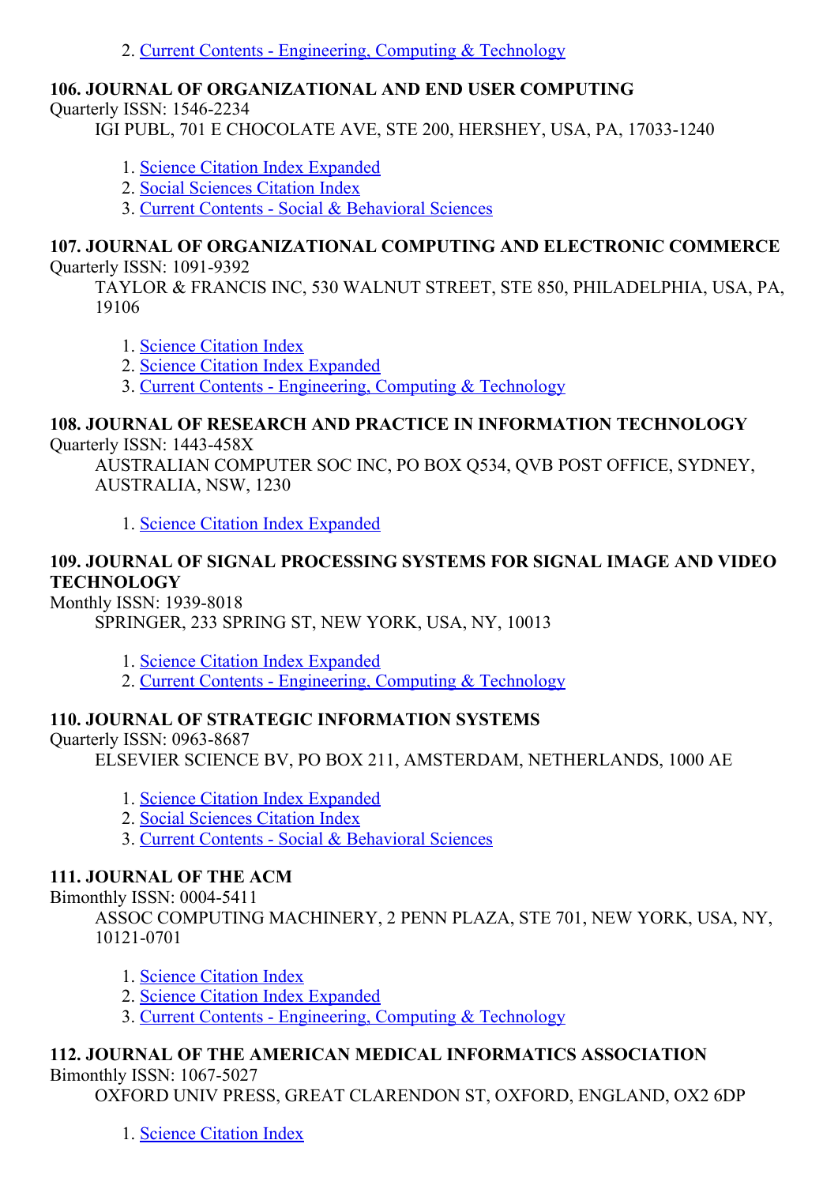2. Current Contents - Engineering, Computing & Technology

**106. JOURNAL OF ORGANIZATIONAL AND END USER COMPUTING**

Quarterly ISSN: 1546-2234

IGI PUBL, 701 E CHOCOLATE AVE, STE 200, HERSHEY, USA, PA, 17033-1240

1. Science Citation Index Expanded
2. Social Sciences Citation Index
3. Current Contents - Social & Behavioral Sciences

**107. JOURNAL OF ORGANIZATIONAL COMPUTING AND ELECTRONIC COMMERCE**

Quarterly ISSN: 1091-9392

TAYLOR & FRANCIS INC, 530 WALNUT STREET, STE 850, PHILADELPHIA, USA, PA, 19106

1. Science Citation Index
2. Science Citation Index Expanded
3. Current Contents - Engineering, Computing & Technology

**108. JOURNAL OF RESEARCH AND PRACTICE IN INFORMATION TECHNOLOGY**

Quarterly ISSN: 1443-458X

AUSTRALIAN COMPUTER SOC INC, PO BOX Q534, QVB POST OFFICE, SYDNEY, AUSTRALIA, NSW, 1230

1. Science Citation Index Expanded

**109. JOURNAL OF SIGNAL PROCESSING SYSTEMS FOR SIGNAL IMAGE AND VIDEO TECHNOLOGY**

Monthly ISSN: 1939-8018

SPRINGER, 233 SPRING ST, NEW YORK, USA, NY, 10013

1. Science Citation Index Expanded
2. Current Contents - Engineering, Computing & Technology

**110. JOURNAL OF STRATEGIC INFORMATION SYSTEMS**

Quarterly ISSN: 0963-8687

ELSEVIER SCIENCE BV, PO BOX 211, AMSTERDAM, NETHERLANDS, 1000 AE

1. Science Citation Index Expanded
2. Social Sciences Citation Index
3. Current Contents - Social & Behavioral Sciences

**111. JOURNAL OF THE ACM**

Bimonthly ISSN: 0004-5411

ASSOC COMPUTING MACHINERY, 2 PENN PLAZA, STE 701, NEW YORK, USA, NY, 10121-0701

1. Science Citation Index
2. Science Citation Index Expanded
3. Current Contents - Engineering, Computing & Technology

**112. JOURNAL OF THE AMERICAN MEDICAL INFORMATICS ASSOCIATION**

Bimonthly ISSN: 1067-5027

OXFORD UNIV PRESS, GREAT CLARENDON ST, OXFORD, ENGLAND, OX2 6DP

1. Science Citation Index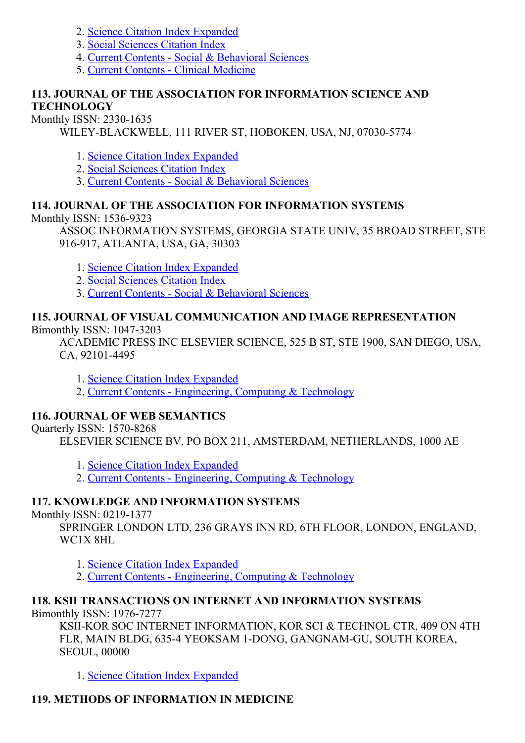2. Science Citation Index Expanded
3. Social Sciences Citation Index
4. Current Contents - Social & Behavioral Sciences
5. Current Contents - Clinical Medicine

**113. JOURNAL OF THE ASSOCIATION FOR INFORMATION SCIENCE AND TECHNOLOGY**

Monthly ISSN: 2330-1635

WILEY-BLACKWELL, 111 RIVER ST, HOBOKEN, USA, NJ, 07030-5774

1. Science Citation Index Expanded
2. Social Sciences Citation Index
3. Current Contents - Social & Behavioral Sciences

**114. JOURNAL OF THE ASSOCIATION FOR INFORMATION SYSTEMS**

Monthly ISSN: 1536-9323

ASSOC INFORMATION SYSTEMS, GEORGIA STATE UNIV, 35 BROAD STREET, STE 916-917, ATLANTA, USA, GA, 30303

1. Science Citation Index Expanded
2. Social Sciences Citation Index
3. Current Contents - Social & Behavioral Sciences

**115. JOURNAL OF VISUAL COMMUNICATION AND IMAGE REPRESENTATION**

Bimonthly ISSN: 1047-3203

ACADEMIC PRESS INC ELSEVIER SCIENCE, 525 B ST, STE 1900, SAN DIEGO, USA, CA, 92101-4495

1. Science Citation Index Expanded
2. Current Contents - Engineering, Computing & Technology

**116. JOURNAL OF WEB SEMANTICS**

Quarterly ISSN: 1570-8268

ELSEVIER SCIENCE BV, PO BOX 211, AMSTERDAM, NETHERLANDS, 1000 AE

1. Science Citation Index Expanded
2. Current Contents - Engineering, Computing & Technology

**117. KNOWLEDGE AND INFORMATION SYSTEMS**

Monthly ISSN: 0219-1377

SPRINGER LONDON LTD, 236 GRAYS INN RD, 6TH FLOOR, LONDON, ENGLAND, WC1X 8HL

1. Science Citation Index Expanded
2. Current Contents - Engineering, Computing & Technology

**118. KSII TRANSACTIONS ON INTERNET AND INFORMATION SYSTEMS**

Bimonthly ISSN: 1976-7277

KSII-KOR SOC INTERNET INFORMATION, KOR SCI & TECHNOL CTR, 409 ON 4TH FLR, MAIN BLDG, 635-4 YEOKSAM 1-DONG, GANGNAM-GU, SOUTH KOREA, SEOUL, 00000

1. Science Citation Index Expanded

**119. METHODS OF INFORMATION IN MEDICINE**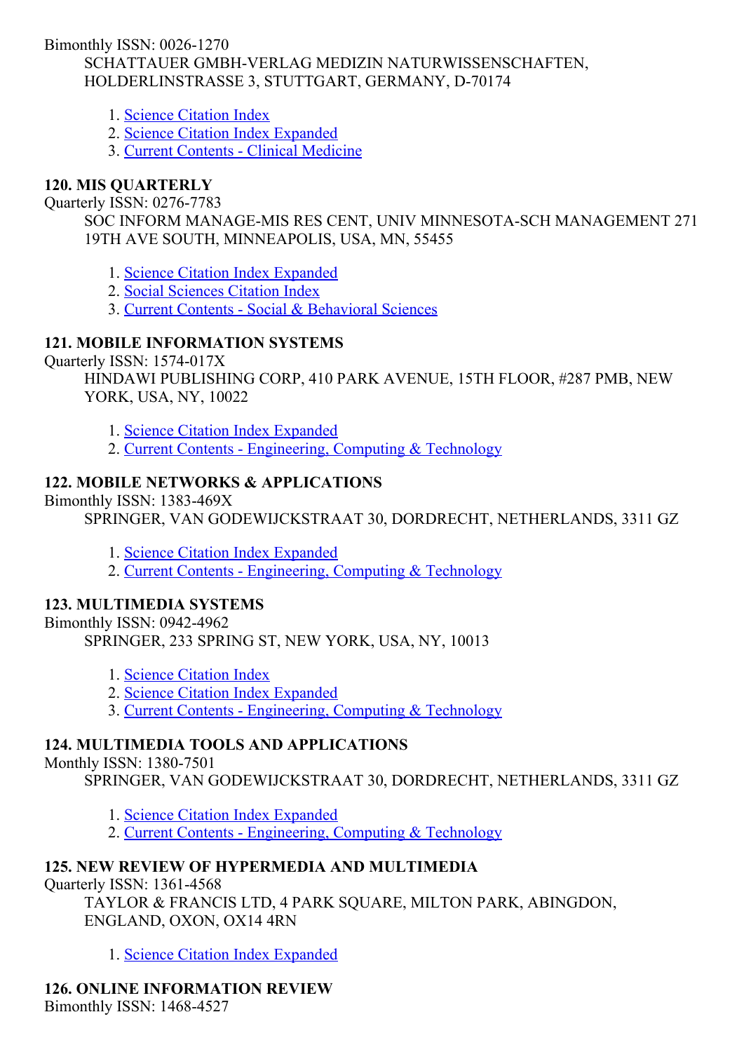Bimonthly ISSN: 0026-1270

SCHATTAUER GMBH-VERLAG MEDIZIN NATURWISSENSCHAFTEN, HOLDERLINSTRASSE 3, STUTTGART, GERMANY, D-70174

1. Science Citation Index
2. Science Citation Index Expanded
3. Current Contents - Clinical Medicine

**120. MIS QUARTERLY**

Quarterly ISSN: 0276-7783

SOC INFORM MANAGE-MIS RES CENT, UNIV MINNESOTA-SCH MANAGEMENT 271 19TH AVE SOUTH, MINNEAPOLIS, USA, MN, 55455

1. Science Citation Index Expanded
2. Social Sciences Citation Index
3. Current Contents - Social & Behavioral Sciences

**121. MOBILE INFORMATION SYSTEMS**

Quarterly ISSN: 1574-017X

HINDAWI PUBLISHING CORP, 410 PARK AVENUE, 15TH FLOOR, #287 PMB, NEW YORK, USA, NY, 10022

1. Science Citation Index Expanded
2. Current Contents - Engineering, Computing & Technology

**122. MOBILE NETWORKS & APPLICATIONS**

Bimonthly ISSN: 1383-469X

SPRINGER, VAN GODEWIJCKSTRAAT 30, DORDRECHT, NETHERLANDS, 3311 GZ

1. Science Citation Index Expanded
2. Current Contents - Engineering, Computing & Technology

**123. MULTIMEDIA SYSTEMS**

Bimonthly ISSN: 0942-4962

SPRINGER, 233 SPRING ST, NEW YORK, USA, NY, 10013

1. Science Citation Index
2. Science Citation Index Expanded
3. Current Contents - Engineering, Computing & Technology

**124. MULTIMEDIA TOOLS AND APPLICATIONS**

Monthly ISSN: 1380-7501

SPRINGER, VAN GODEWIJCKSTRAAT 30, DORDRECHT, NETHERLANDS, 3311 GZ

1. Science Citation Index Expanded
2. Current Contents - Engineering, Computing & Technology

**125. NEW REVIEW OF HYPERMEDIA AND MULTIMEDIA**

Quarterly ISSN: 1361-4568

TAYLOR & FRANCIS LTD, 4 PARK SQUARE, MILTON PARK, ABINGDON, ENGLAND, OXON, OX14 4RN

1. Science Citation Index Expanded

**126. ONLINE INFORMATION REVIEW**

Bimonthly ISSN: 1468-4527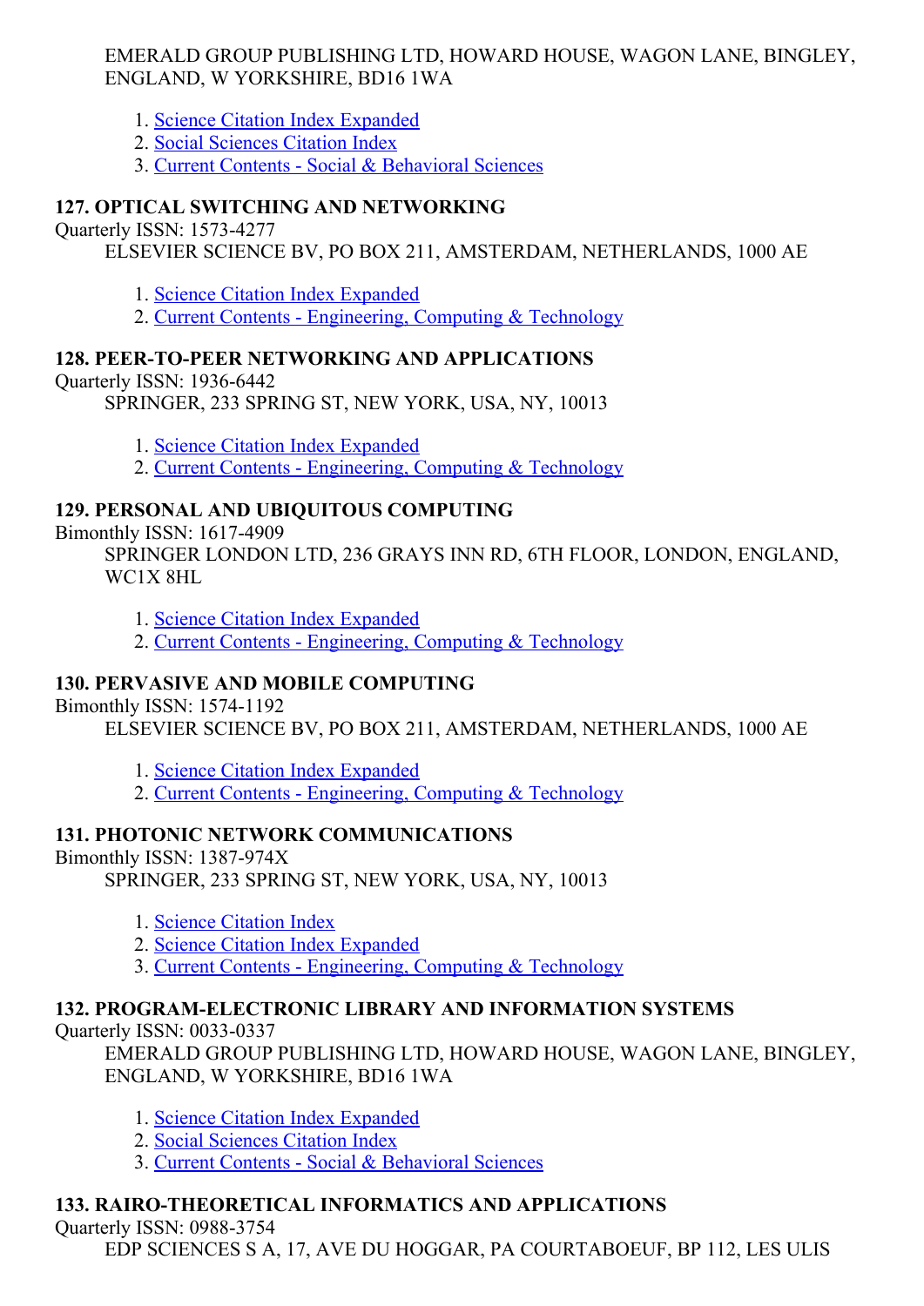EMERALD GROUP PUBLISHING LTD, HOWARD HOUSE, WAGON LANE, BINGLEY, ENGLAND, W YORKSHIRE, BD16 1WA

1. Science Citation Index Expanded
2. Social Sciences Citation Index
3. Current Contents - Social & Behavioral Sciences

**127. OPTICAL SWITCHING AND NETWORKING**

Quarterly ISSN: 1573-4277

ELSEVIER SCIENCE BV, PO BOX 211, AMSTERDAM, NETHERLANDS, 1000 AE

1. Science Citation Index Expanded
2. Current Contents - Engineering, Computing & Technology

**128. PEER-TO-PEER NETWORKING AND APPLICATIONS**

Quarterly ISSN: 1936-6442

SPRINGER, 233 SPRING ST, NEW YORK, USA, NY, 10013

1. Science Citation Index Expanded
2. Current Contents - Engineering, Computing & Technology

**129. PERSONAL AND UBIQUITOUS COMPUTING**

Bimonthly ISSN: 1617-4909

SPRINGER LONDON LTD, 236 GRAYS INN RD, 6TH FLOOR, LONDON, ENGLAND, WC1X 8HL

1. Science Citation Index Expanded
2. Current Contents - Engineering, Computing & Technology

**130. PERVASIVE AND MOBILE COMPUTING**

Bimonthly ISSN: 1574-1192

ELSEVIER SCIENCE BV, PO BOX 211, AMSTERDAM, NETHERLANDS, 1000 AE

1. Science Citation Index Expanded
2. Current Contents - Engineering, Computing & Technology

**131. PHOTONIC NETWORK COMMUNICATIONS**

Bimonthly ISSN: 1387-974X

SPRINGER, 233 SPRING ST, NEW YORK, USA, NY, 10013

1. Science Citation Index
2. Science Citation Index Expanded
3. Current Contents - Engineering, Computing & Technology

**132. PROGRAM-ELECTRONIC LIBRARY AND INFORMATION SYSTEMS**

Quarterly ISSN: 0033-0337

EMERALD GROUP PUBLISHING LTD, HOWARD HOUSE, WAGON LANE, BINGLEY, ENGLAND, W YORKSHIRE, BD16 1WA

1. Science Citation Index Expanded
2. Social Sciences Citation Index
3. Current Contents - Social & Behavioral Sciences

**133. RAIRO-THEORETICAL INFORMATICS AND APPLICATIONS**

Quarterly ISSN: 0988-3754

EDP SCIENCES S A, 17, AVE DU HOGGAR, PA COURTABOEUF, BP 112, LES ULIS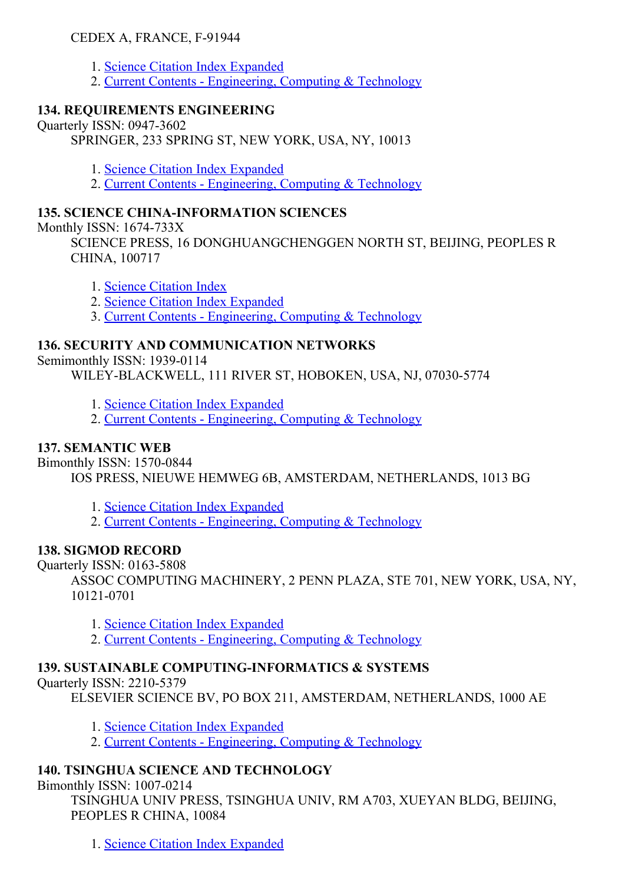CEDEX A, FRANCE, F-91944

1. Science Citation Index Expanded
2. Current Contents - Engineering, Computing & Technology

### 134. REQUIREMENTS ENGINEERING

Quarterly ISSN: 0947-3602

SPRINGER, 233 SPRING ST, NEW YORK, USA, NY, 10013

1. Science Citation Index Expanded
2. Current Contents - Engineering, Computing & Technology

### 135. SCIENCE CHINA-INFORMATION SCIENCES

Monthly ISSN: 1674-733X

SCIENCE PRESS, 16 DONGHUANGCHENGGEN NORTH ST, BEIJING, PEOPLES R CHINA, 100717

1. Science Citation Index
2. Science Citation Index Expanded
3. Current Contents - Engineering, Computing & Technology

### 136. SECURITY AND COMMUNICATION NETWORKS

Semimonthly ISSN: 1939-0114

WILEY-BLACKWELL, 111 RIVER ST, HOBOKEN, USA, NJ, 07030-5774

1. Science Citation Index Expanded
2. Current Contents - Engineering, Computing & Technology

### 137. SEMANTIC WEB

Bimonthly ISSN: 1570-0844

IOS PRESS, NIEUWE HEMWEG 6B, AMSTERDAM, NETHERLANDS, 1013 BG

1. Science Citation Index Expanded
2. Current Contents - Engineering, Computing & Technology

### 138. SIGMOD RECORD

Quarterly ISSN: 0163-5808

ASSOC COMPUTING MACHINERY, 2 PENN PLAZA, STE 701, NEW YORK, USA, NY, 10121-0701

1. Science Citation Index Expanded
2. Current Contents - Engineering, Computing & Technology

### 139. SUSTAINABLE COMPUTING-INFORMATICS & SYSTEMS

Quarterly ISSN: 2210-5379

ELSEVIER SCIENCE BV, PO BOX 211, AMSTERDAM, NETHERLANDS, 1000 AE

1. Science Citation Index Expanded
2. Current Contents - Engineering, Computing & Technology

### 140. TSINGHUA SCIENCE AND TECHNOLOGY

Bimonthly ISSN: 1007-0214

TSINGHUA UNIV PRESS, TSINGHUA UNIV, RM A703, XUEYAN BLDG, BEIJING, PEOPLES R CHINA, 10084

1. Science Citation Index Expanded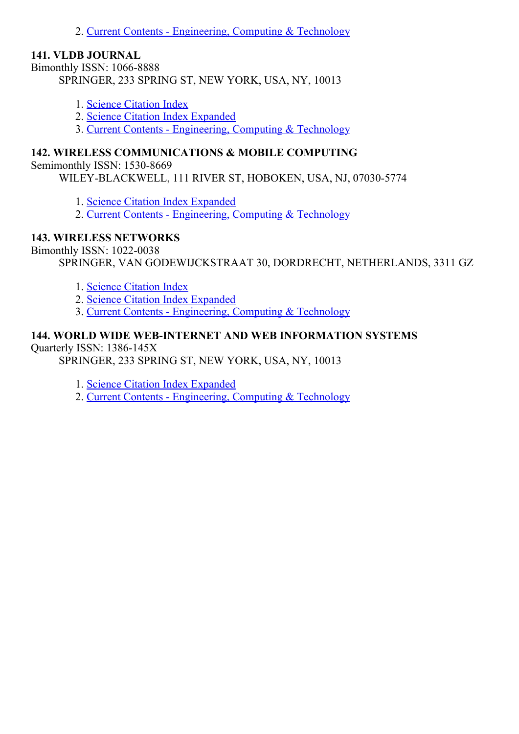2. Current Contents - Engineering, Computing & Technology

**141. VLDB JOURNAL**

Bimonthly ISSN: 1066-8888

SPRINGER, 233 SPRING ST, NEW YORK, USA, NY, 10013

1. Science Citation Index
2. Science Citation Index Expanded
3. Current Contents - Engineering, Computing & Technology

**142. WIRELESS COMMUNICATIONS & MOBILE COMPUTING**

Semimonthly ISSN: 1530-8669

WILEY-BLACKWELL, 111 RIVER ST, HOBOKEN, USA, NJ, 07030-5774

1. Science Citation Index Expanded
2. Current Contents - Engineering, Computing & Technology

**143. WIRELESS NETWORKS**

Bimonthly ISSN: 1022-0038

SPRINGER, VAN GODEWIJCKSTRAAT 30, DORDRECHT, NETHERLANDS, 3311 GZ

1. Science Citation Index
2. Science Citation Index Expanded
3. Current Contents - Engineering, Computing & Technology

**144. WORLD WIDE WEB-INTERNET AND WEB INFORMATION SYSTEMS**

Quarterly ISSN: 1386-145X

SPRINGER, 233 SPRING ST, NEW YORK, USA, NY, 10013

1. Science Citation Index Expanded
2. Current Contents - Engineering, Computing & Technology